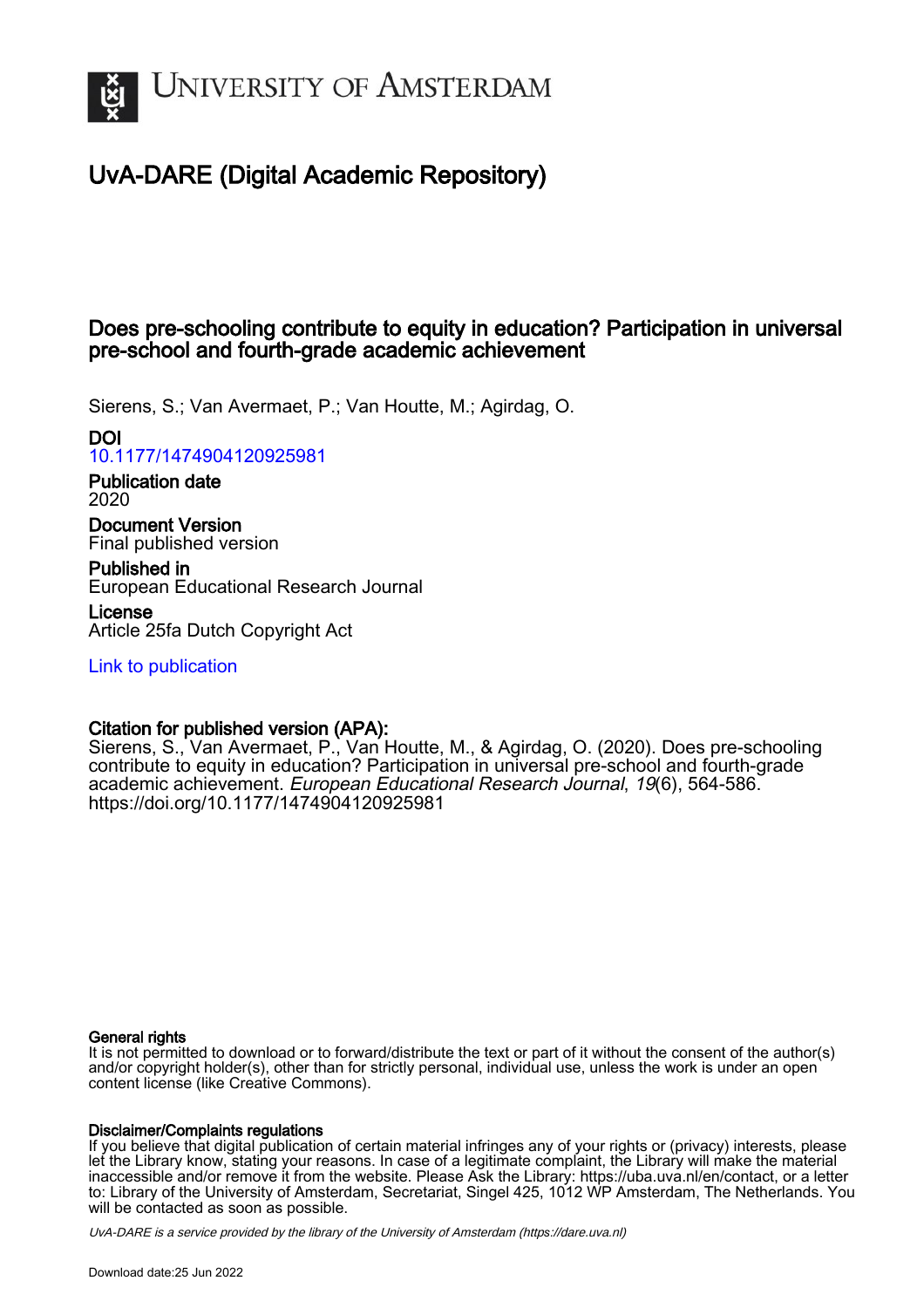UNIVERSITY OF AMSTERDAM

# UvA-DARE (Digital Academic Repository)

## Does pre-schooling contribute to equity in education? Participation in universal pre-school and fourth-grade academic achievement

Sierens, S.; Van Avermaet, P.; Van Houtte, M.; Agirdag, O.

**DOI**
10.1177/1474904120925981

**Publication date**
2020

**Document Version**
Final published version

**Published in**
European Educational Research Journal

**License**
Article 25fa Dutch Copyright Act

Link to publication

**Citation for published version (APA):**
Sierens, S., Van Avermaet, P., Van Houtte, M., & Agirdag, O. (2020). Does pre-schooling contribute to equity in education? Participation in universal pre-school and fourth-grade academic achievement. *European Educational Research Journal*, *19*(6), 564-586. https://doi.org/10.1177/1474904120925981

**General rights**
It is not permitted to download or to forward/distribute the text or part of it without the consent of the author(s) and/or copyright holder(s), other than for strictly personal, individual use, unless the work is under an open content license (like Creative Commons).

**Disclaimer/Complaints regulations**
If you believe that digital publication of certain material infringes any of your rights or (privacy) interests, please let the Library know, stating your reasons. In case of a legitimate complaint, the Library will make the material inaccessible and/or remove it from the website. Please Ask the Library: https://uba.uva.nl/en/contact, or a letter to: Library of the University of Amsterdam, Secretariat, Singel 425, 1012 WP Amsterdam, The Netherlands. You will be contacted as soon as possible.

UvA-DARE is a service provided by the library of the University of Amsterdam (https://dare.uva.nl)

Download date:25 Jun 2022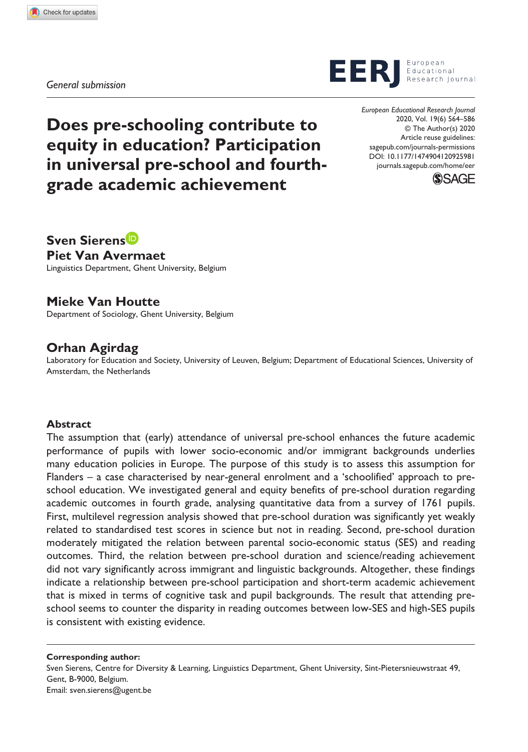General submission

# Does pre-schooling contribute to equity in education? Participation in universal pre-school and fourth-grade academic achievement

DOI: 10.1177/1474904120925981

**Sven Sierens**
**Piet Van Avermaet**
Linguistics Department, Ghent University, Belgium

**Mieke Van Houtte**
Department of Sociology, Ghent University, Belgium

**Orhan Agirdag**
Laboratory for Education and Society, University of Leuven, Belgium; Department of Educational Sciences, University of Amsterdam, the Netherlands

## Abstract

The assumption that (early) attendance of universal pre-school enhances the future academic performance of pupils with lower socio-economic and/or immigrant backgrounds underlies many education policies in Europe. The purpose of this study is to assess this assumption for Flanders – a case characterised by near-general enrolment and a 'schoolified' approach to pre-school education. We investigated general and equity benefits of pre-school duration regarding academic outcomes in fourth grade, analysing quantitative data from a survey of 1761 pupils. First, multilevel regression analysis showed that pre-school duration was significantly yet weakly related to standardised test scores in science but not in reading. Second, pre-school duration moderately mitigated the relation between parental socio-economic status (SES) and reading outcomes. Third, the relation between pre-school duration and science/reading achievement did not vary significantly across immigrant and linguistic backgrounds. Altogether, these findings indicate a relationship between pre-school participation and short-term academic achievement that is mixed in terms of cognitive task and pupil backgrounds. The result that attending pre-school seems to counter the disparity in reading outcomes between low-SES and high-SES pupils is consistent with existing evidence.

**Corresponding author:**
Sven Sierens, Centre for Diversity & Learning, Linguistics Department, Ghent University, Sint-Pietersnieuwstraat 49, Gent, B-9000, Belgium.
Email: sven.sierens@ugent.be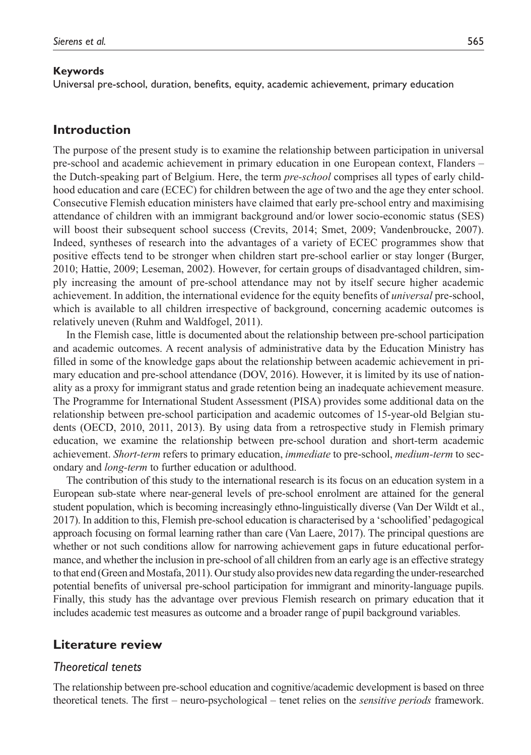**Keywords**

Universal pre-school, duration, benefits, equity, academic achievement, primary education

## Introduction

The purpose of the present study is to examine the relationship between participation in universal pre-school and academic achievement in primary education in one European context, Flanders – the Dutch-speaking part of Belgium. Here, the term *pre-school* comprises all types of early childhood education and care (ECEC) for children between the age of two and the age they enter school. Consecutive Flemish education ministers have claimed that early pre-school entry and maximising attendance of children with an immigrant background and/or lower socio-economic status (SES) will boost their subsequent school success (Crevits, 2014; Smet, 2009; Vandenbroucke, 2007). Indeed, syntheses of research into the advantages of a variety of ECEC programmes show that positive effects tend to be stronger when children start pre-school earlier or stay longer (Burger, 2010; Hattie, 2009; Leseman, 2002). However, for certain groups of disadvantaged children, simply increasing the amount of pre-school attendance may not by itself secure higher academic achievement. In addition, the international evidence for the equity benefits of *universal* pre-school, which is available to all children irrespective of background, concerning academic outcomes is relatively uneven (Ruhm and Waldfogel, 2011).

In the Flemish case, little is documented about the relationship between pre-school participation and academic outcomes. A recent analysis of administrative data by the Education Ministry has filled in some of the knowledge gaps about the relationship between academic achievement in primary education and pre-school attendance (DOV, 2016). However, it is limited by its use of nationality as a proxy for immigrant status and grade retention being an inadequate achievement measure. The Programme for International Student Assessment (PISA) provides some additional data on the relationship between pre-school participation and academic outcomes of 15-year-old Belgian students (OECD, 2010, 2011, 2013). By using data from a retrospective study in Flemish primary education, we examine the relationship between pre-school duration and short-term academic achievement. *Short-term* refers to primary education, *immediate* to pre-school, *medium-term* to secondary and *long-term* to further education or adulthood.

The contribution of this study to the international research is its focus on an education system in a European sub-state where near-general levels of pre-school enrolment are attained for the general student population, which is becoming increasingly ethno-linguistically diverse (Van Der Wildt et al., 2017). In addition to this, Flemish pre-school education is characterised by a 'schoolified' pedagogical approach focusing on formal learning rather than care (Van Laere, 2017). The principal questions are whether or not such conditions allow for narrowing achievement gaps in future educational performance, and whether the inclusion in pre-school of all children from an early age is an effective strategy to that end (Green and Mostafa, 2011). Our study also provides new data regarding the under-researched potential benefits of universal pre-school participation for immigrant and minority-language pupils. Finally, this study has the advantage over previous Flemish research on primary education that it includes academic test measures as outcome and a broader range of pupil background variables.

## Literature review

### *Theoretical tenets*

The relationship between pre-school education and cognitive/academic development is based on three theoretical tenets. The first – neuro-psychological – tenet relies on the *sensitive periods* framework.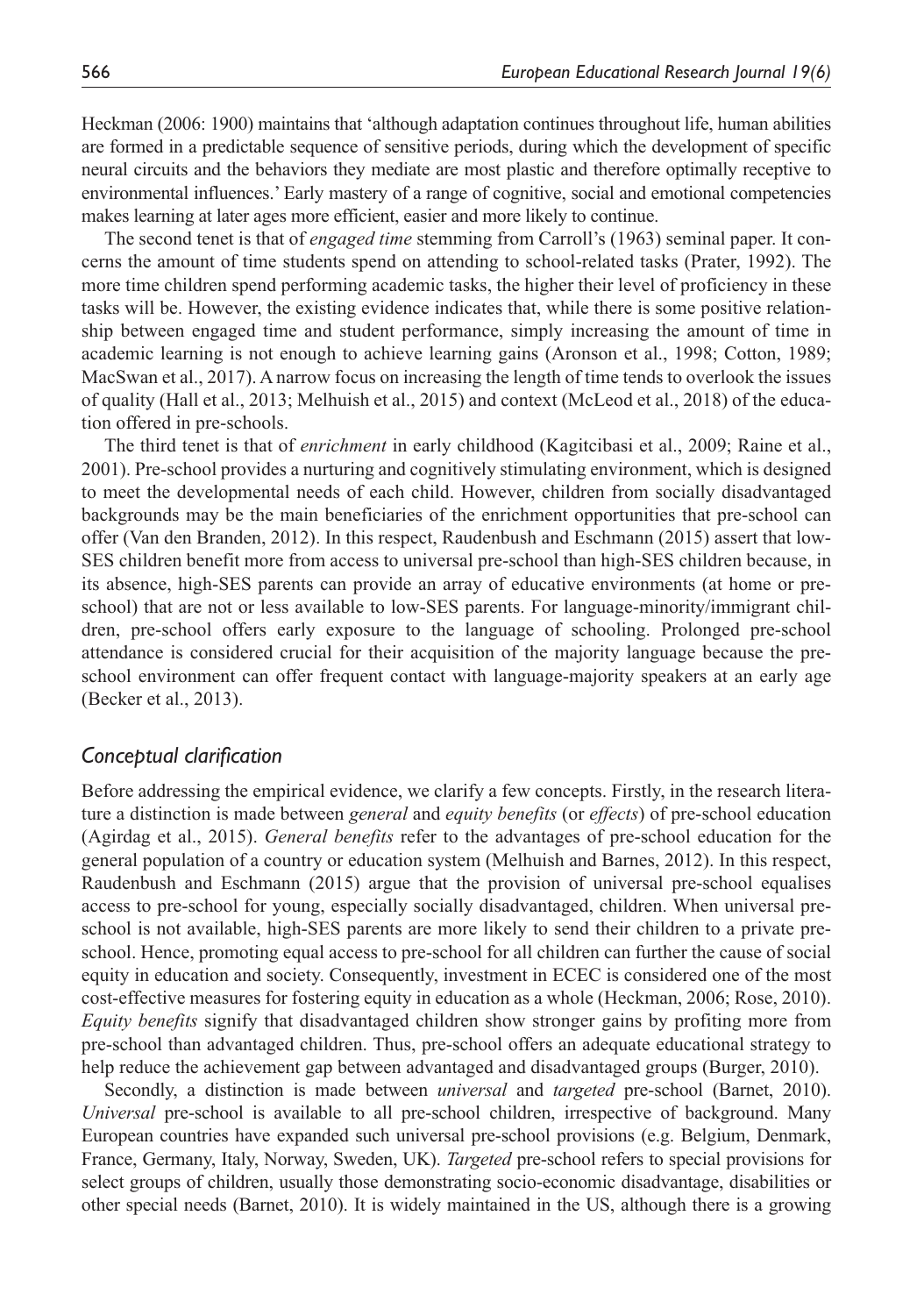Heckman (2006: 1900) maintains that 'although adaptation continues throughout life, human abilities are formed in a predictable sequence of sensitive periods, during which the development of specific neural circuits and the behaviors they mediate are most plastic and therefore optimally receptive to environmental influences.' Early mastery of a range of cognitive, social and emotional competencies makes learning at later ages more efficient, easier and more likely to continue.

The second tenet is that of *engaged time* stemming from Carroll's (1963) seminal paper. It concerns the amount of time students spend on attending to school-related tasks (Prater, 1992). The more time children spend performing academic tasks, the higher their level of proficiency in these tasks will be. However, the existing evidence indicates that, while there is some positive relationship between engaged time and student performance, simply increasing the amount of time in academic learning is not enough to achieve learning gains (Aronson et al., 1998; Cotton, 1989; MacSwan et al., 2017). A narrow focus on increasing the length of time tends to overlook the issues of quality (Hall et al., 2013; Melhuish et al., 2015) and context (McLeod et al., 2018) of the education offered in pre-schools.

The third tenet is that of *enrichment* in early childhood (Kagitcibasi et al., 2009; Raine et al., 2001). Pre-school provides a nurturing and cognitively stimulating environment, which is designed to meet the developmental needs of each child. However, children from socially disadvantaged backgrounds may be the main beneficiaries of the enrichment opportunities that pre-school can offer (Van den Branden, 2012). In this respect, Raudenbush and Eschmann (2015) assert that low-SES children benefit more from access to universal pre-school than high-SES children because, in its absence, high-SES parents can provide an array of educative environments (at home or pre-school) that are not or less available to low-SES parents. For language-minority/immigrant children, pre-school offers early exposure to the language of schooling. Prolonged pre-school attendance is considered crucial for their acquisition of the majority language because the pre-school environment can offer frequent contact with language-majority speakers at an early age (Becker et al., 2013).

## *Conceptual clarification*

Before addressing the empirical evidence, we clarify a few concepts. Firstly, in the research literature a distinction is made between *general* and *equity benefits* (or *effects*) of pre-school education (Agirdag et al., 2015). *General benefits* refer to the advantages of pre-school education for the general population of a country or education system (Melhuish and Barnes, 2012). In this respect, Raudenbush and Eschmann (2015) argue that the provision of universal pre-school equalises access to pre-school for young, especially socially disadvantaged, children. When universal pre-school is not available, high-SES parents are more likely to send their children to a private pre-school. Hence, promoting equal access to pre-school for all children can further the cause of social equity in education and society. Consequently, investment in ECEC is considered one of the most cost-effective measures for fostering equity in education as a whole (Heckman, 2006; Rose, 2010). *Equity benefits* signify that disadvantaged children show stronger gains by profiting more from pre-school than advantaged children. Thus, pre-school offers an adequate educational strategy to help reduce the achievement gap between advantaged and disadvantaged groups (Burger, 2010).

Secondly, a distinction is made between *universal* and *targeted* pre-school (Barnet, 2010). *Universal* pre-school is available to all pre-school children, irrespective of background. Many European countries have expanded such universal pre-school provisions (e.g. Belgium, Denmark, France, Germany, Italy, Norway, Sweden, UK). *Targeted* pre-school refers to special provisions for select groups of children, usually those demonstrating socio-economic disadvantage, disabilities or other special needs (Barnet, 2010). It is widely maintained in the US, although there is a growing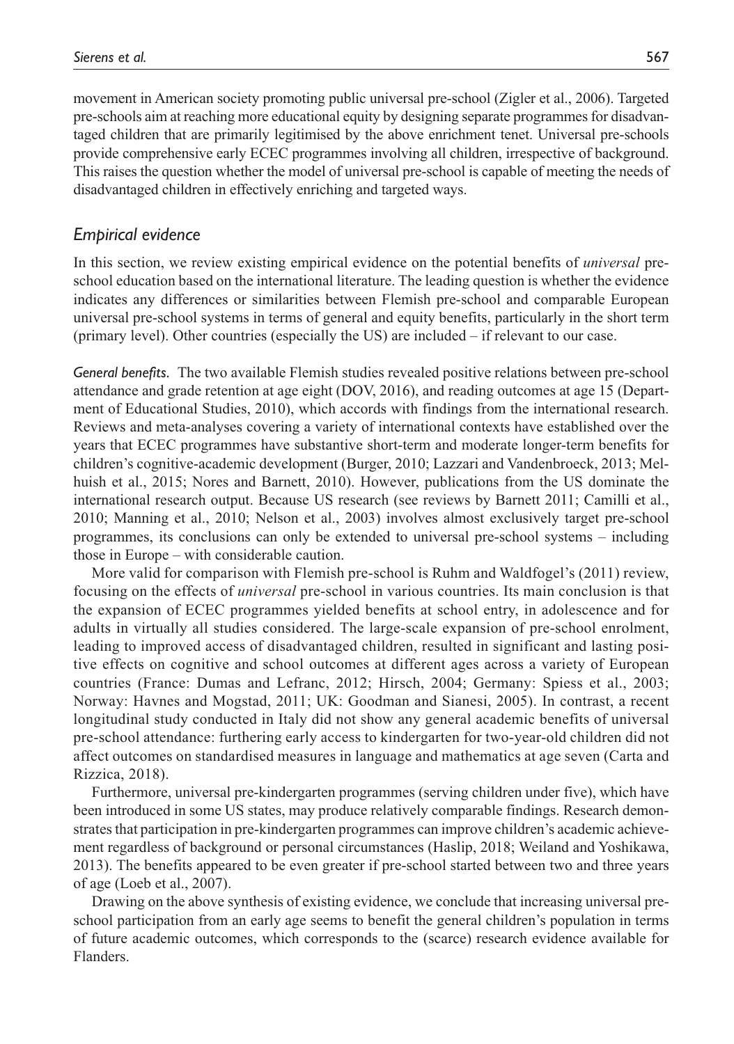movement in American society promoting public universal pre-school (Zigler et al., 2006). Targeted pre-schools aim at reaching more educational equity by designing separate programmes for disadvantaged children that are primarily legitimised by the above enrichment tenet. Universal pre-schools provide comprehensive early ECEC programmes involving all children, irrespective of background. This raises the question whether the model of universal pre-school is capable of meeting the needs of disadvantaged children in effectively enriching and targeted ways.

## *Empirical evidence*

In this section, we review existing empirical evidence on the potential benefits of *universal* pre-school education based on the international literature. The leading question is whether the evidence indicates any differences or similarities between Flemish pre-school and comparable European universal pre-school systems in terms of general and equity benefits, particularly in the short term (primary level). Other countries (especially the US) are included – if relevant to our case.

*General benefits.* The two available Flemish studies revealed positive relations between pre-school attendance and grade retention at age eight (DOV, 2016), and reading outcomes at age 15 (Department of Educational Studies, 2010), which accords with findings from the international research. Reviews and meta-analyses covering a variety of international contexts have established over the years that ECEC programmes have substantive short-term and moderate longer-term benefits for children's cognitive-academic development (Burger, 2010; Lazzari and Vandenbroeck, 2013; Melhuish et al., 2015; Nores and Barnett, 2010). However, publications from the US dominate the international research output. Because US research (see reviews by Barnett 2011; Camilli et al., 2010; Manning et al., 2010; Nelson et al., 2003) involves almost exclusively target pre-school programmes, its conclusions can only be extended to universal pre-school systems – including those in Europe – with considerable caution.

More valid for comparison with Flemish pre-school is Ruhm and Waldfogel's (2011) review, focusing on the effects of *universal* pre-school in various countries. Its main conclusion is that the expansion of ECEC programmes yielded benefits at school entry, in adolescence and for adults in virtually all studies considered. The large-scale expansion of pre-school enrolment, leading to improved access of disadvantaged children, resulted in significant and lasting positive effects on cognitive and school outcomes at different ages across a variety of European countries (France: Dumas and Lefranc, 2012; Hirsch, 2004; Germany: Spiess et al., 2003; Norway: Havnes and Mogstad, 2011; UK: Goodman and Sianesi, 2005). In contrast, a recent longitudinal study conducted in Italy did not show any general academic benefits of universal pre-school attendance: furthering early access to kindergarten for two-year-old children did not affect outcomes on standardised measures in language and mathematics at age seven (Carta and Rizzica, 2018).

Furthermore, universal pre-kindergarten programmes (serving children under five), which have been introduced in some US states, may produce relatively comparable findings. Research demonstrates that participation in pre-kindergarten programmes can improve children's academic achievement regardless of background or personal circumstances (Haslip, 2018; Weiland and Yoshikawa, 2013). The benefits appeared to be even greater if pre-school started between two and three years of age (Loeb et al., 2007).

Drawing on the above synthesis of existing evidence, we conclude that increasing universal pre-school participation from an early age seems to benefit the general children's population in terms of future academic outcomes, which corresponds to the (scarce) research evidence available for Flanders.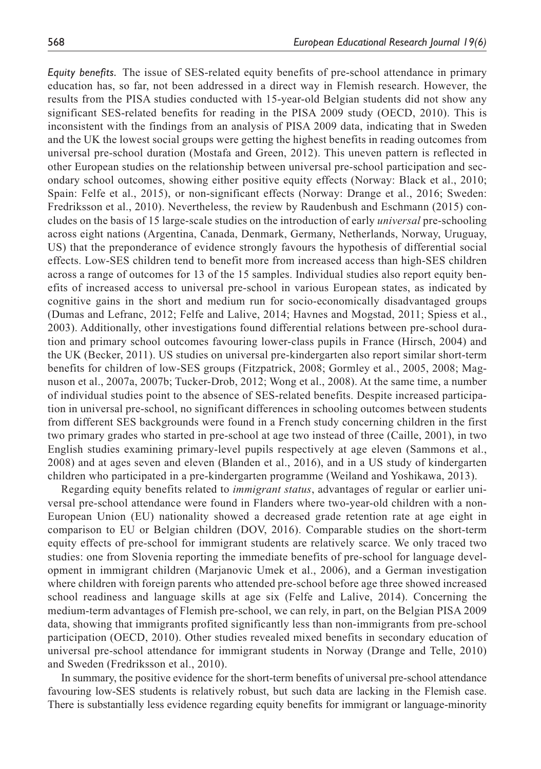*Equity benefits.* The issue of SES-related equity benefits of pre-school attendance in primary education has, so far, not been addressed in a direct way in Flemish research. However, the results from the PISA studies conducted with 15-year-old Belgian students did not show any significant SES-related benefits for reading in the PISA 2009 study (OECD, 2010). This is inconsistent with the findings from an analysis of PISA 2009 data, indicating that in Sweden and the UK the lowest social groups were getting the highest benefits in reading outcomes from universal pre-school duration (Mostafa and Green, 2012). This uneven pattern is reflected in other European studies on the relationship between universal pre-school participation and secondary school outcomes, showing either positive equity effects (Norway: Black et al., 2010; Spain: Felfe et al., 2015), or non-significant effects (Norway: Drange et al., 2016; Sweden: Fredriksson et al., 2010). Nevertheless, the review by Raudenbush and Eschmann (2015) concludes on the basis of 15 large-scale studies on the introduction of early *universal* pre-schooling across eight nations (Argentina, Canada, Denmark, Germany, Netherlands, Norway, Uruguay, US) that the preponderance of evidence strongly favours the hypothesis of differential social effects. Low-SES children tend to benefit more from increased access than high-SES children across a range of outcomes for 13 of the 15 samples. Individual studies also report equity benefits of increased access to universal pre-school in various European states, as indicated by cognitive gains in the short and medium run for socio-economically disadvantaged groups (Dumas and Lefranc, 2012; Felfe and Lalive, 2014; Havnes and Mogstad, 2011; Spiess et al., 2003). Additionally, other investigations found differential relations between pre-school duration and primary school outcomes favouring lower-class pupils in France (Hirsch, 2004) and the UK (Becker, 2011). US studies on universal pre-kindergarten also report similar short-term benefits for children of low-SES groups (Fitzpatrick, 2008; Gormley et al., 2005, 2008; Magnuson et al., 2007a, 2007b; Tucker-Drob, 2012; Wong et al., 2008). At the same time, a number of individual studies point to the absence of SES-related benefits. Despite increased participation in universal pre-school, no significant differences in schooling outcomes between students from different SES backgrounds were found in a French study concerning children in the first two primary grades who started in pre-school at age two instead of three (Caille, 2001), in two English studies examining primary-level pupils respectively at age eleven (Sammons et al., 2008) and at ages seven and eleven (Blanden et al., 2016), and in a US study of kindergarten children who participated in a pre-kindergarten programme (Weiland and Yoshikawa, 2013).

Regarding equity benefits related to *immigrant status*, advantages of regular or earlier universal pre-school attendance were found in Flanders where two-year-old children with a non-European Union (EU) nationality showed a decreased grade retention rate at age eight in comparison to EU or Belgian children (DOV, 2016). Comparable studies on the short-term equity effects of pre-school for immigrant students are relatively scarce. We only traced two studies: one from Slovenia reporting the immediate benefits of pre-school for language development in immigrant children (Marjanovic Umek et al., 2006), and a German investigation where children with foreign parents who attended pre-school before age three showed increased school readiness and language skills at age six (Felfe and Lalive, 2014). Concerning the medium-term advantages of Flemish pre-school, we can rely, in part, on the Belgian PISA 2009 data, showing that immigrants profited significantly less than non-immigrants from pre-school participation (OECD, 2010). Other studies revealed mixed benefits in secondary education of universal pre-school attendance for immigrant students in Norway (Drange and Telle, 2010) and Sweden (Fredriksson et al., 2010).

In summary, the positive evidence for the short-term benefits of universal pre-school attendance favouring low-SES students is relatively robust, but such data are lacking in the Flemish case. There is substantially less evidence regarding equity benefits for immigrant or language-minority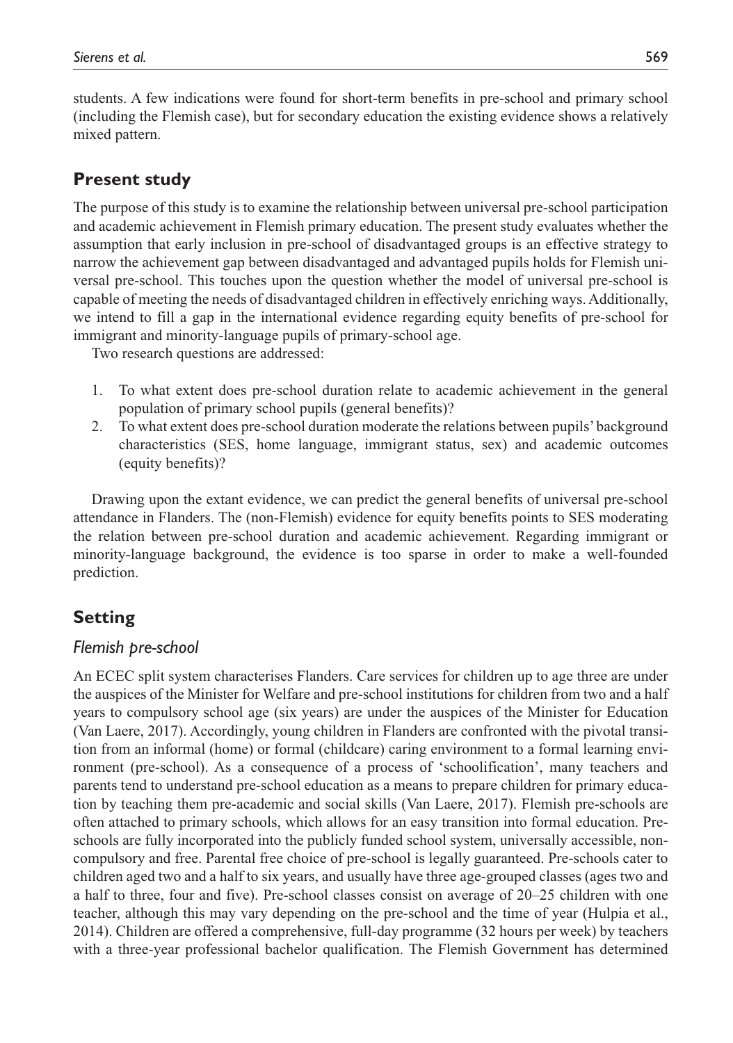students. A few indications were found for short-term benefits in pre-school and primary school (including the Flemish case), but for secondary education the existing evidence shows a relatively mixed pattern.

## Present study

The purpose of this study is to examine the relationship between universal pre-school participation and academic achievement in Flemish primary education. The present study evaluates whether the assumption that early inclusion in pre-school of disadvantaged groups is an effective strategy to narrow the achievement gap between disadvantaged and advantaged pupils holds for Flemish universal pre-school. This touches upon the question whether the model of universal pre-school is capable of meeting the needs of disadvantaged children in effectively enriching ways. Additionally, we intend to fill a gap in the international evidence regarding equity benefits of pre-school for immigrant and minority-language pupils of primary-school age.

Two research questions are addressed:

1. To what extent does pre-school duration relate to academic achievement in the general population of primary school pupils (general benefits)?
2. To what extent does pre-school duration moderate the relations between pupils' background characteristics (SES, home language, immigrant status, sex) and academic outcomes (equity benefits)?

Drawing upon the extant evidence, we can predict the general benefits of universal pre-school attendance in Flanders. The (non-Flemish) evidence for equity benefits points to SES moderating the relation between pre-school duration and academic achievement. Regarding immigrant or minority-language background, the evidence is too sparse in order to make a well-founded prediction.

## Setting

### *Flemish pre-school*

An ECEC split system characterises Flanders. Care services for children up to age three are under the auspices of the Minister for Welfare and pre-school institutions for children from two and a half years to compulsory school age (six years) are under the auspices of the Minister for Education (Van Laere, 2017). Accordingly, young children in Flanders are confronted with the pivotal transition from an informal (home) or formal (childcare) caring environment to a formal learning environment (pre-school). As a consequence of a process of 'schoolification', many teachers and parents tend to understand pre-school education as a means to prepare children for primary education by teaching them pre-academic and social skills (Van Laere, 2017). Flemish pre-schools are often attached to primary schools, which allows for an easy transition into formal education. Pre-schools are fully incorporated into the publicly funded school system, universally accessible, non-compulsory and free. Parental free choice of pre-school is legally guaranteed. Pre-schools cater to children aged two and a half to six years, and usually have three age-grouped classes (ages two and a half to three, four and five). Pre-school classes consist on average of 20–25 children with one teacher, although this may vary depending on the pre-school and the time of year (Hulpia et al., 2014). Children are offered a comprehensive, full-day programme (32 hours per week) by teachers with a three-year professional bachelor qualification. The Flemish Government has determined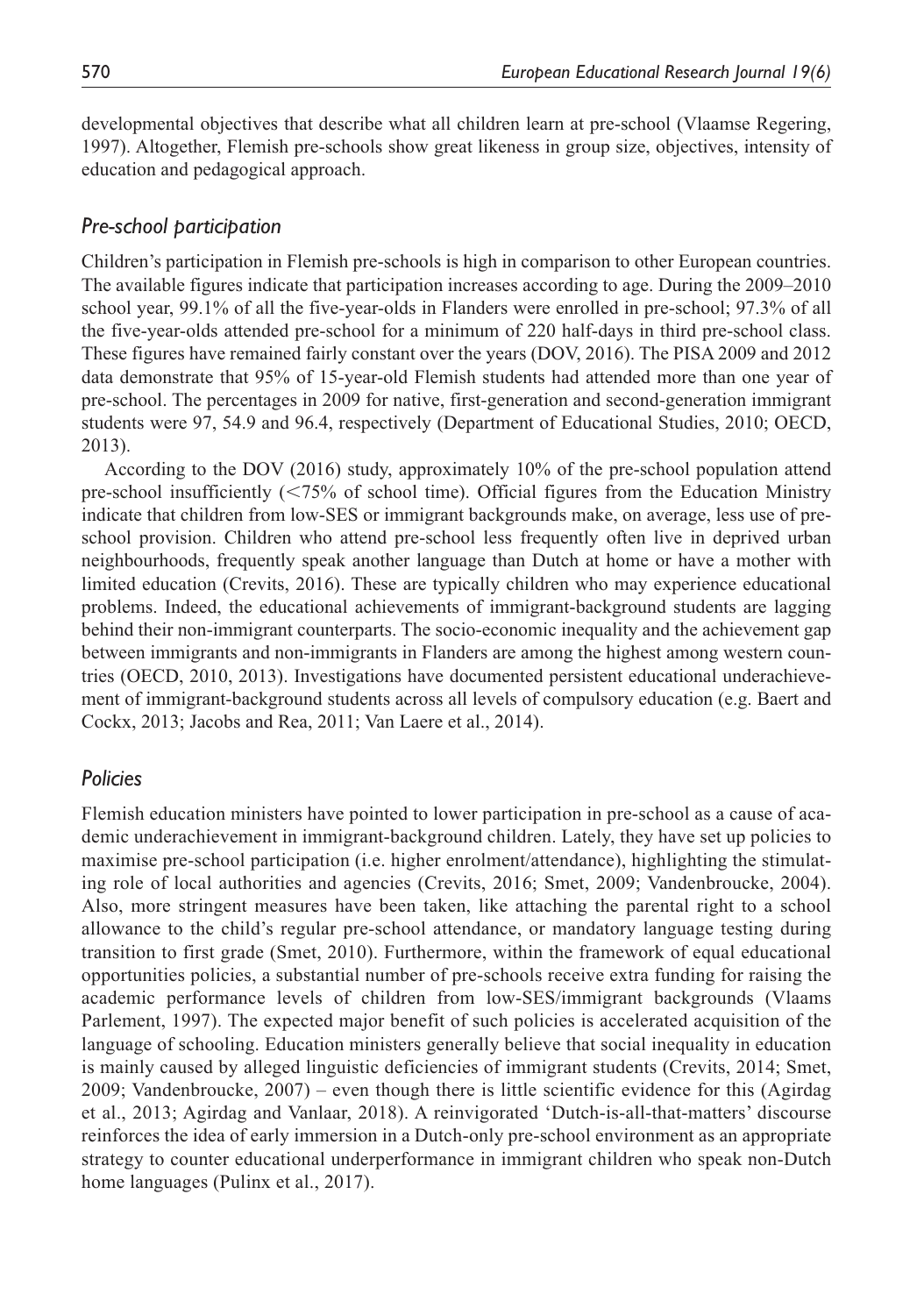developmental objectives that describe what all children learn at pre-school (Vlaamse Regering, 1997). Altogether, Flemish pre-schools show great likeness in group size, objectives, intensity of education and pedagogical approach.

### *Pre-school participation*

Children's participation in Flemish pre-schools is high in comparison to other European countries. The available figures indicate that participation increases according to age. During the 2009–2010 school year, 99.1% of all the five-year-olds in Flanders were enrolled in pre-school; 97.3% of all the five-year-olds attended pre-school for a minimum of 220 half-days in third pre-school class. These figures have remained fairly constant over the years (DOV, 2016). The PISA 2009 and 2012 data demonstrate that 95% of 15-year-old Flemish students had attended more than one year of pre-school. The percentages in 2009 for native, first-generation and second-generation immigrant students were 97, 54.9 and 96.4, respectively (Department of Educational Studies, 2010; OECD, 2013).

According to the DOV (2016) study, approximately 10% of the pre-school population attend pre-school insufficiently (<75% of school time). Official figures from the Education Ministry indicate that children from low-SES or immigrant backgrounds make, on average, less use of pre-school provision. Children who attend pre-school less frequently often live in deprived urban neighbourhoods, frequently speak another language than Dutch at home or have a mother with limited education (Crevits, 2016). These are typically children who may experience educational problems. Indeed, the educational achievements of immigrant-background students are lagging behind their non-immigrant counterparts. The socio-economic inequality and the achievement gap between immigrants and non-immigrants in Flanders are among the highest among western countries (OECD, 2010, 2013). Investigations have documented persistent educational underachievement of immigrant-background students across all levels of compulsory education (e.g. Baert and Cockx, 2013; Jacobs and Rea, 2011; Van Laere et al., 2014).

### *Policies*

Flemish education ministers have pointed to lower participation in pre-school as a cause of academic underachievement in immigrant-background children. Lately, they have set up policies to maximise pre-school participation (i.e. higher enrolment/attendance), highlighting the stimulating role of local authorities and agencies (Crevits, 2016; Smet, 2009; Vandenbroucke, 2004). Also, more stringent measures have been taken, like attaching the parental right to a school allowance to the child's regular pre-school attendance, or mandatory language testing during transition to first grade (Smet, 2010). Furthermore, within the framework of equal educational opportunities policies, a substantial number of pre-schools receive extra funding for raising the academic performance levels of children from low-SES/immigrant backgrounds (Vlaams Parlement, 1997). The expected major benefit of such policies is accelerated acquisition of the language of schooling. Education ministers generally believe that social inequality in education is mainly caused by alleged linguistic deficiencies of immigrant students (Crevits, 2014; Smet, 2009; Vandenbroucke, 2007) – even though there is little scientific evidence for this (Agirdag et al., 2013; Agirdag and Vanlaar, 2018). A reinvigorated 'Dutch-is-all-that-matters' discourse reinforces the idea of early immersion in a Dutch-only pre-school environment as an appropriate strategy to counter educational underperformance in immigrant children who speak non-Dutch home languages (Pulinx et al., 2017).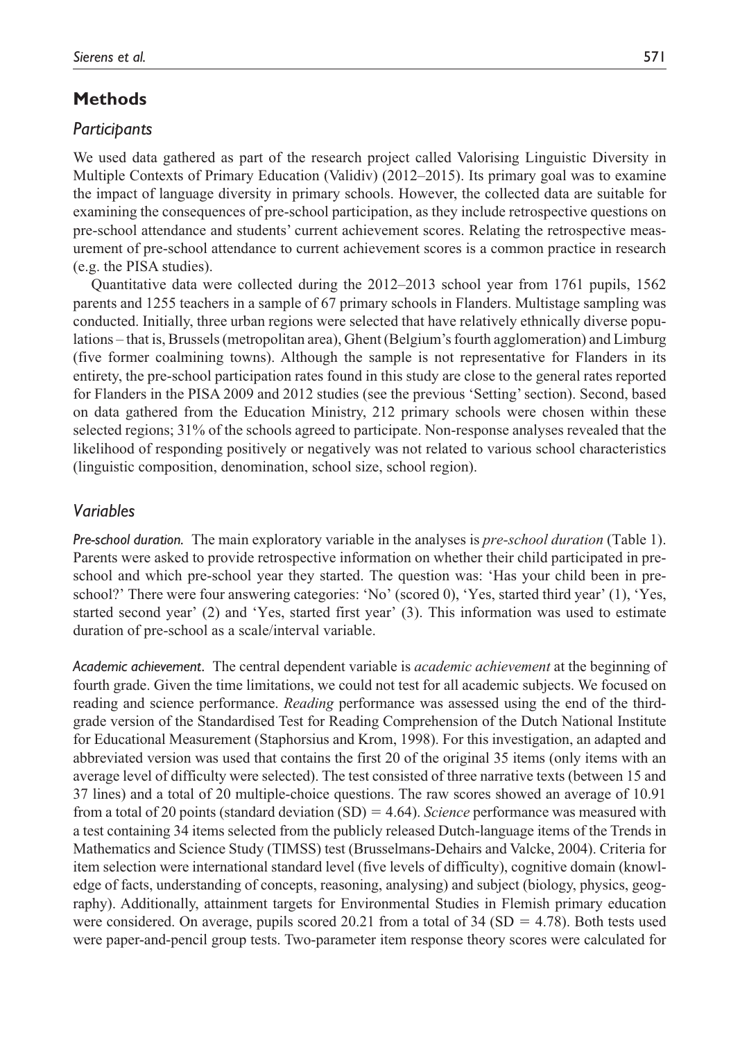## Methods

### Participants

We used data gathered as part of the research project called Valorising Linguistic Diversity in Multiple Contexts of Primary Education (Validiv) (2012–2015). Its primary goal was to examine the impact of language diversity in primary schools. However, the collected data are suitable for examining the consequences of pre-school participation, as they include retrospective questions on pre-school attendance and students' current achievement scores. Relating the retrospective measurement of pre-school attendance to current achievement scores is a common practice in research (e.g. the PISA studies).

Quantitative data were collected during the 2012–2013 school year from 1761 pupils, 1562 parents and 1255 teachers in a sample of 67 primary schools in Flanders. Multistage sampling was conducted. Initially, three urban regions were selected that have relatively ethnically diverse populations – that is, Brussels (metropolitan area), Ghent (Belgium's fourth agglomeration) and Limburg (five former coalmining towns). Although the sample is not representative for Flanders in its entirety, the pre-school participation rates found in this study are close to the general rates reported for Flanders in the PISA 2009 and 2012 studies (see the previous 'Setting' section). Second, based on data gathered from the Education Ministry, 212 primary schools were chosen within these selected regions; 31% of the schools agreed to participate. Non-response analyses revealed that the likelihood of responding positively or negatively was not related to various school characteristics (linguistic composition, denomination, school size, school region).

### Variables

*Pre-school duration.* The main exploratory variable in the analyses is *pre-school duration* (Table 1). Parents were asked to provide retrospective information on whether their child participated in pre-school and which pre-school year they started. The question was: 'Has your child been in pre-school?' There were four answering categories: 'No' (scored 0), 'Yes, started third year' (1), 'Yes, started second year' (2) and 'Yes, started first year' (3). This information was used to estimate duration of pre-school as a scale/interval variable.

*Academic achievement.* The central dependent variable is *academic achievement* at the beginning of fourth grade. Given the time limitations, we could not test for all academic subjects. We focused on reading and science performance. *Reading* performance was assessed using the end of the third-grade version of the Standardised Test for Reading Comprehension of the Dutch National Institute for Educational Measurement (Staphorsius and Krom, 1998). For this investigation, an adapted and abbreviated version was used that contains the first 20 of the original 35 items (only items with an average level of difficulty were selected). The test consisted of three narrative texts (between 15 and 37 lines) and a total of 20 multiple-choice questions. The raw scores showed an average of 10.91 from a total of 20 points (standard deviation (SD) = 4.64). *Science* performance was measured with a test containing 34 items selected from the publicly released Dutch-language items of the Trends in Mathematics and Science Study (TIMSS) test (Brusselmans-Dehairs and Valcke, 2004). Criteria for item selection were international standard level (five levels of difficulty), cognitive domain (knowledge of facts, understanding of concepts, reasoning, analysing) and subject (biology, physics, geography). Additionally, attainment targets for Environmental Studies in Flemish primary education were considered. On average, pupils scored 20.21 from a total of 34 (SD = 4.78). Both tests used were paper-and-pencil group tests. Two-parameter item response theory scores were calculated for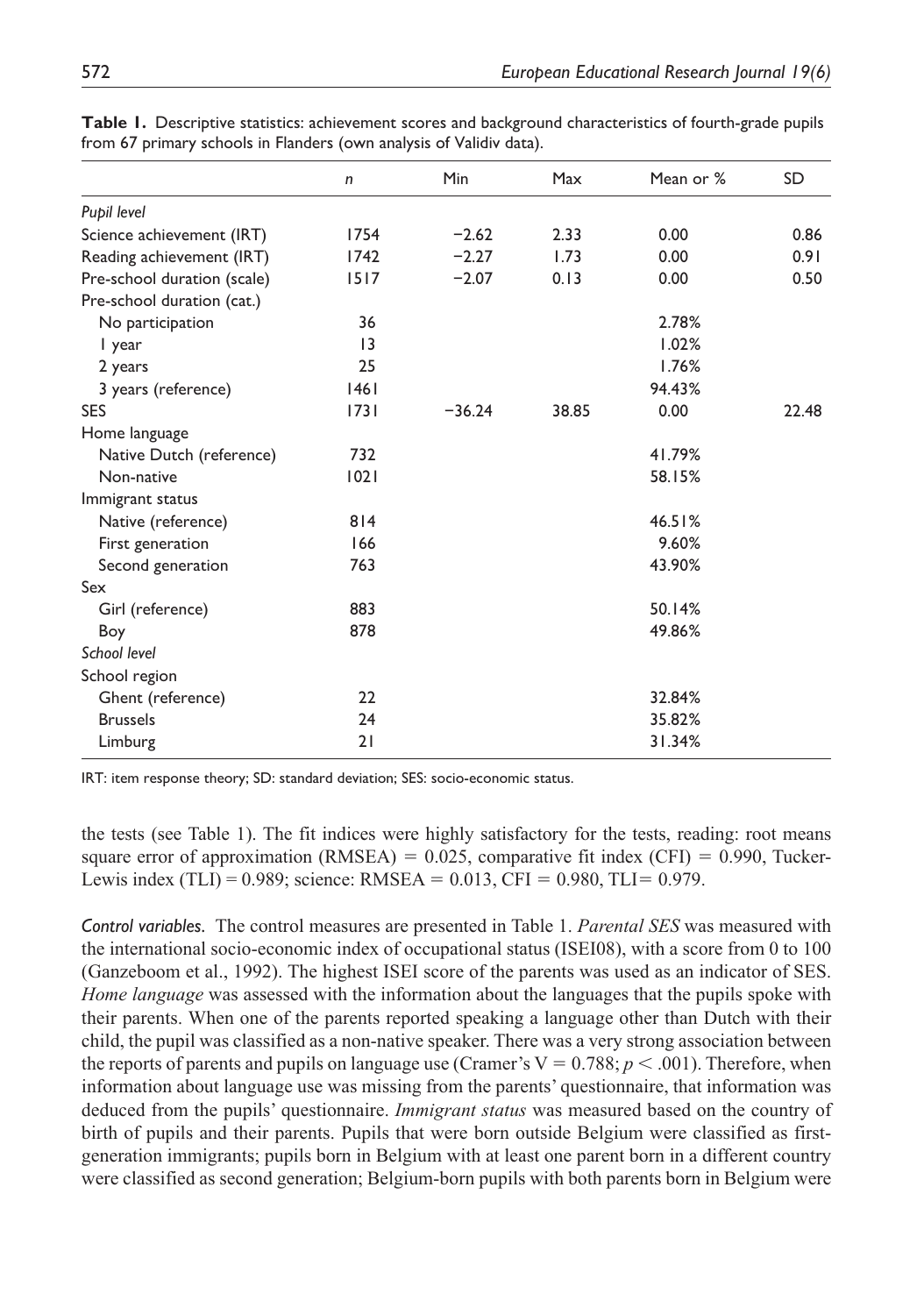**Table 1.** Descriptive statistics: achievement scores and background characteristics of fourth-grade pupils from 67 primary schools in Flanders (own analysis of Validiv data).

| | *n* | Min | Max | Mean or % | SD |
|---|---|---|---|---|---|
| *Pupil level* | | | | | |
| Science achievement (IRT) | 1754 | −2.62 | 2.33 | 0.00 | 0.86 |
| Reading achievement (IRT) | 1742 | −2.27 | 1.73 | 0.00 | 0.91 |
| Pre-school duration (scale) | 1517 | −2.07 | 0.13 | 0.00 | 0.50 |
| Pre-school duration (cat.) | | | | | |
| No participation | 36 | | | 2.78% | |
| 1 year | 13 | | | 1.02% | |
| 2 years | 25 | | | 1.76% | |
| 3 years (reference) | 1461 | | | 94.43% | |
| SES | 1731 | −36.24 | 38.85 | 0.00 | 22.48 |
| Home language | | | | | |
| Native Dutch (reference) | 732 | | | 41.79% | |
| Non-native | 1021 | | | 58.15% | |
| Immigrant status | | | | | |
| Native (reference) | 814 | | | 46.51% | |
| First generation | 166 | | | 9.60% | |
| Second generation | 763 | | | 43.90% | |
| Sex | | | | | |
| Girl (reference) | 883 | | | 50.14% | |
| Boy | 878 | | | 49.86% | |
| *School level* | | | | | |
| School region | | | | | |
| Ghent (reference) | 22 | | | 32.84% | |
| Brussels | 24 | | | 35.82% | |
| Limburg | 21 | | | 31.34% | |

IRT: item response theory; SD: standard deviation; SES: socio-economic status.

the tests (see Table 1). The fit indices were highly satisfactory for the tests, reading: root means square error of approximation (RMSEA) = 0.025, comparative fit index (CFI) = 0.990, Tucker-Lewis index (TLI) = 0.989; science: RMSEA = 0.013, CFI = 0.980, TLI= 0.979.

*Control variables.* The control measures are presented in Table 1. *Parental SES* was measured with the international socio-economic index of occupational status (ISEI08), with a score from 0 to 100 (Ganzeboom et al., 1992). The highest ISEI score of the parents was used as an indicator of SES. *Home language* was assessed with the information about the languages that the pupils spoke with their parents. When one of the parents reported speaking a language other than Dutch with their child, the pupil was classified as a non-native speaker. There was a very strong association between the reports of parents and pupils on language use (Cramer's $V = 0.788$; $p < .001$). Therefore, when information about language use was missing from the parents' questionnaire, that information was deduced from the pupils' questionnaire. *Immigrant status* was measured based on the country of birth of pupils and their parents. Pupils that were born outside Belgium were classified as first-generation immigrants; pupils born in Belgium with at least one parent born in a different country were classified as second generation; Belgium-born pupils with both parents born in Belgium were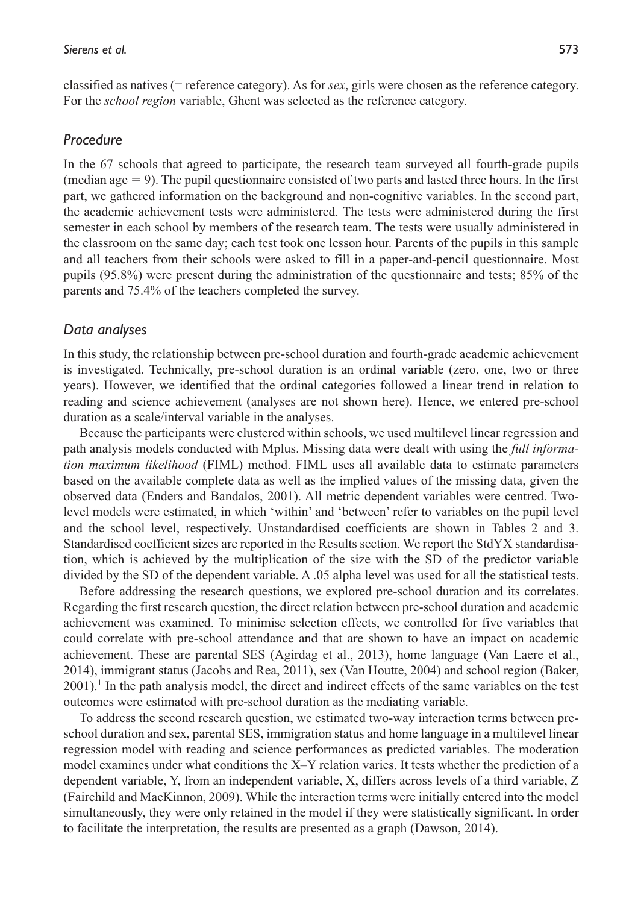classified as natives (= reference category). As for *sex*, girls were chosen as the reference category. For the *school region* variable, Ghent was selected as the reference category.

## *Procedure*

In the 67 schools that agreed to participate, the research team surveyed all fourth-grade pupils (median age = 9). The pupil questionnaire consisted of two parts and lasted three hours. In the first part, we gathered information on the background and non-cognitive variables. In the second part, the academic achievement tests were administered. The tests were administered during the first semester in each school by members of the research team. The tests were usually administered in the classroom on the same day; each test took one lesson hour. Parents of the pupils in this sample and all teachers from their schools were asked to fill in a paper-and-pencil questionnaire. Most pupils (95.8%) were present during the administration of the questionnaire and tests; 85% of the parents and 75.4% of the teachers completed the survey.

## *Data analyses*

In this study, the relationship between pre-school duration and fourth-grade academic achievement is investigated. Technically, pre-school duration is an ordinal variable (zero, one, two or three years). However, we identified that the ordinal categories followed a linear trend in relation to reading and science achievement (analyses are not shown here). Hence, we entered pre-school duration as a scale/interval variable in the analyses.

Because the participants were clustered within schools, we used multilevel linear regression and path analysis models conducted with Mplus. Missing data were dealt with using the *full information maximum likelihood* (FIML) method. FIML uses all available data to estimate parameters based on the available complete data as well as the implied values of the missing data, given the observed data (Enders and Bandalos, 2001). All metric dependent variables were centred. Two-level models were estimated, in which 'within' and 'between' refer to variables on the pupil level and the school level, respectively. Unstandardised coefficients are shown in Tables 2 and 3. Standardised coefficient sizes are reported in the Results section. We report the StdYX standardisation, which is achieved by the multiplication of the size with the SD of the predictor variable divided by the SD of the dependent variable. A .05 alpha level was used for all the statistical tests.

Before addressing the research questions, we explored pre-school duration and its correlates. Regarding the first research question, the direct relation between pre-school duration and academic achievement was examined. To minimise selection effects, we controlled for five variables that could correlate with pre-school attendance and that are shown to have an impact on academic achievement. These are parental SES (Agirdag et al., 2013), home language (Van Laere et al., 2014), immigrant status (Jacobs and Rea, 2011), sex (Van Houtte, 2004) and school region (Baker, 2001).[1] In the path analysis model, the direct and indirect effects of the same variables on the test outcomes were estimated with pre-school duration as the mediating variable.

To address the second research question, we estimated two-way interaction terms between pre-school duration and sex, parental SES, immigration status and home language in a multilevel linear regression model with reading and science performances as predicted variables. The moderation model examines under what conditions the X–Y relation varies. It tests whether the prediction of a dependent variable, Y, from an independent variable, X, differs across levels of a third variable, Z (Fairchild and MacKinnon, 2009). While the interaction terms were initially entered into the model simultaneously, they were only retained in the model if they were statistically significant. In order to facilitate the interpretation, the results are presented as a graph (Dawson, 2014).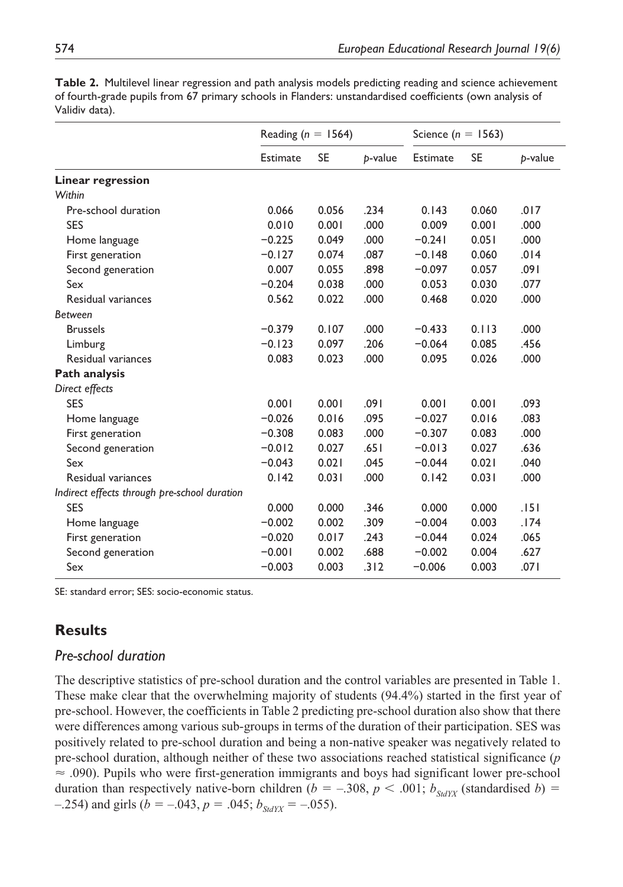**Table 2.** Multilevel linear regression and path analysis models predicting reading and science achievement of fourth-grade pupils from 67 primary schools in Flanders: unstandardised coefficients (own analysis of Validiv data).

| | Reading ($n$ = 1564) | | | Science ($n$ = 1563) | | |
|---|---|---|---|---|---|---|
| | Estimate | SE | $p$-value | Estimate | SE | $p$-value |
| **Linear regression** | | | | | | |
| *Within* | | | | | | |
| Pre-school duration | 0.066 | 0.056 | .234 | 0.143 | 0.060 | .017 |
| SES | 0.010 | 0.001 | .000 | 0.009 | 0.001 | .000 |
| Home language | −0.225 | 0.049 | .000 | −0.241 | 0.051 | .000 |
| First generation | −0.127 | 0.074 | .087 | −0.148 | 0.060 | .014 |
| Second generation | 0.007 | 0.055 | .898 | −0.097 | 0.057 | .091 |
| Sex | −0.204 | 0.038 | .000 | 0.053 | 0.030 | .077 |
| Residual variances | 0.562 | 0.022 | .000 | 0.468 | 0.020 | .000 |
| *Between* | | | | | | |
| Brussels | −0.379 | 0.107 | .000 | −0.433 | 0.113 | .000 |
| Limburg | −0.123 | 0.097 | .206 | −0.064 | 0.085 | .456 |
| Residual variances | 0.083 | 0.023 | .000 | 0.095 | 0.026 | .000 |
| **Path analysis** | | | | | | |
| *Direct effects* | | | | | | |
| SES | 0.001 | 0.001 | .091 | 0.001 | 0.001 | .093 |
| Home language | −0.026 | 0.016 | .095 | −0.027 | 0.016 | .083 |
| First generation | −0.308 | 0.083 | .000 | −0.307 | 0.083 | .000 |
| Second generation | −0.012 | 0.027 | .651 | −0.013 | 0.027 | .636 |
| Sex | −0.043 | 0.021 | .045 | −0.044 | 0.021 | .040 |
| Residual variances | 0.142 | 0.031 | .000 | 0.142 | 0.031 | .000 |
| *Indirect effects through pre-school duration* | | | | | | |
| SES | 0.000 | 0.000 | .346 | 0.000 | 0.000 | .151 |
| Home language | −0.002 | 0.002 | .309 | −0.004 | 0.003 | .174 |
| First generation | −0.020 | 0.017 | .243 | −0.044 | 0.024 | .065 |
| Second generation | −0.001 | 0.002 | .688 | −0.002 | 0.004 | .627 |
| Sex | −0.003 | 0.003 | .312 | −0.006 | 0.003 | .071 |

SE: standard error; SES: socio-economic status.

## Results

### *Pre-school duration*

The descriptive statistics of pre-school duration and the control variables are presented in Table 1. These make clear that the overwhelming majority of students (94.4%) started in the first year of pre-school. However, the coefficients in Table 2 predicting pre-school duration also show that there were differences among various sub-groups in terms of the duration of their participation. SES was positively related to pre-school duration and being a non-native speaker was negatively related to pre-school duration, although neither of these two associations reached statistical significance ($p \approx .090$). Pupils who were first-generation immigrants and boys had significant lower pre-school duration than respectively native-born children ($b = -.308$, $p < .001$; $b_{StdYX}$ (standardised $b$) $= -.254$) and girls ($b = -.043$, $p = .045$; $b_{StdYX} = -.055$).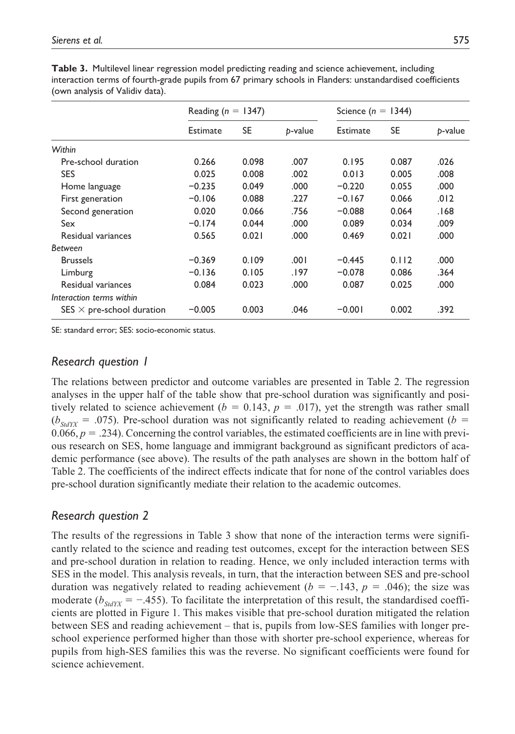**Table 3.** Multilevel linear regression model predicting reading and science achievement, including interaction terms of fourth-grade pupils from 67 primary schools in Flanders: unstandardised coefficients (own analysis of Validiv data).

| | Reading ($n$ = 1347) | | | Science ($n$ = 1344) | | |
|---|---|---|---|---|---|---|
| | Estimate | SE | $p$-value | Estimate | SE | $p$-value |
| *Within* | | | | | | |
| Pre-school duration | 0.266 | 0.098 | .007 | 0.195 | 0.087 | .026 |
| SES | 0.025 | 0.008 | .002 | 0.013 | 0.005 | .008 |
| Home language | −0.235 | 0.049 | .000 | −0.220 | 0.055 | .000 |
| First generation | −0.106 | 0.088 | .227 | −0.167 | 0.066 | .012 |
| Second generation | 0.020 | 0.066 | .756 | −0.088 | 0.064 | .168 |
| Sex | −0.174 | 0.044 | .000 | 0.089 | 0.034 | .009 |
| Residual variances | 0.565 | 0.021 | .000 | 0.469 | 0.021 | .000 |
| *Between* | | | | | | |
| Brussels | −0.369 | 0.109 | .001 | −0.445 | 0.112 | .000 |
| Limburg | −0.136 | 0.105 | .197 | −0.078 | 0.086 | .364 |
| Residual variances | 0.084 | 0.023 | .000 | 0.087 | 0.025 | .000 |
| *Interaction terms within* | | | | | | |
| SES × pre-school duration | −0.005 | 0.003 | .046 | −0.001 | 0.002 | .392 |

SE: standard error; SES: socio-economic status.

## *Research question 1*

The relations between predictor and outcome variables are presented in Table 2. The regression analyses in the upper half of the table show that pre-school duration was significantly and positively related to science achievement ($b$ = 0.143, $p$ = .017), yet the strength was rather small ($b_{StdYX}$ = .075). Pre-school duration was not significantly related to reading achievement ($b$ = 0.066, $p$ = .234). Concerning the control variables, the estimated coefficients are in line with previous research on SES, home language and immigrant background as significant predictors of academic performance (see above). The results of the path analyses are shown in the bottom half of Table 2. The coefficients of the indirect effects indicate that for none of the control variables does pre-school duration significantly mediate their relation to the academic outcomes.

## *Research question 2*

The results of the regressions in Table 3 show that none of the interaction terms were significantly related to the science and reading test outcomes, except for the interaction between SES and pre-school duration in relation to reading. Hence, we only included interaction terms with SES in the model. This analysis reveals, in turn, that the interaction between SES and pre-school duration was negatively related to reading achievement ($b$ = −.143, $p$ = .046); the size was moderate ($b_{StdYX}$ = −.455). To facilitate the interpretation of this result, the standardised coefficients are plotted in Figure 1. This makes visible that pre-school duration mitigated the relation between SES and reading achievement – that is, pupils from low-SES families with longer pre-school experience performed higher than those with shorter pre-school experience, whereas for pupils from high-SES families this was the reverse. No significant coefficients were found for science achievement.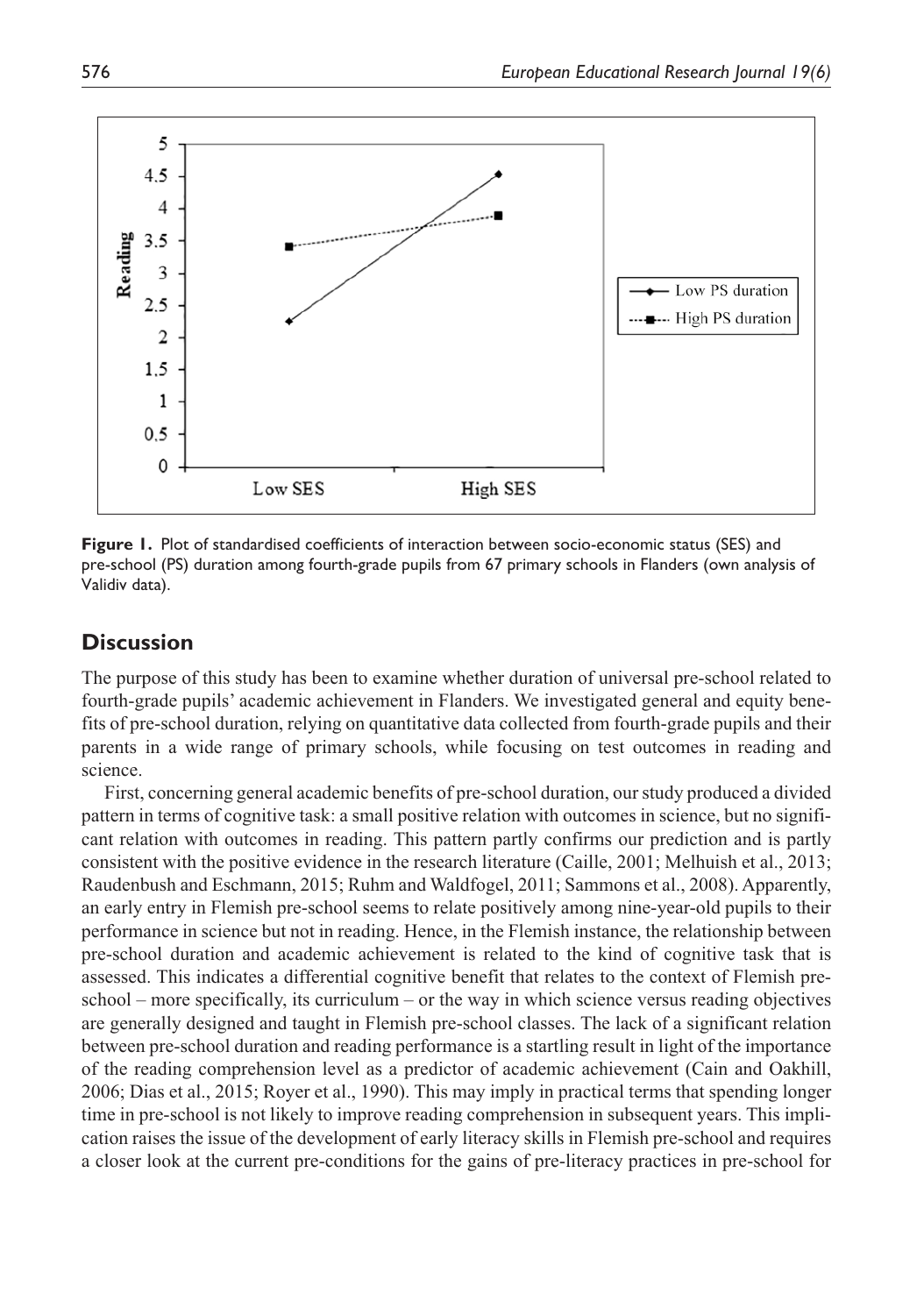Figure 1. Plot of standardised coefficients of interaction between socio-economic status (SES) and pre-school (PS) duration among fourth-grade pupils from 67 primary schools in Flanders (own analysis of Validiv data).

## Discussion

The purpose of this study has been to examine whether duration of universal pre-school related to fourth-grade pupils' academic achievement in Flanders. We investigated general and equity benefits of pre-school duration, relying on quantitative data collected from fourth-grade pupils and their parents in a wide range of primary schools, while focusing on test outcomes in reading and science.

First, concerning general academic benefits of pre-school duration, our study produced a divided pattern in terms of cognitive task: a small positive relation with outcomes in science, but no significant relation with outcomes in reading. This pattern partly confirms our prediction and is partly consistent with the positive evidence in the research literature (Caille, 2001; Melhuish et al., 2013; Raudenbush and Eschmann, 2015; Ruhm and Waldfogel, 2011; Sammons et al., 2008). Apparently, an early entry in Flemish pre-school seems to relate positively among nine-year-old pupils to their performance in science but not in reading. Hence, in the Flemish instance, the relationship between pre-school duration and academic achievement is related to the kind of cognitive task that is assessed. This indicates a differential cognitive benefit that relates to the context of Flemish pre-school – more specifically, its curriculum – or the way in which science versus reading objectives are generally designed and taught in Flemish pre-school classes. The lack of a significant relation between pre-school duration and reading performance is a startling result in light of the importance of the reading comprehension level as a predictor of academic achievement (Cain and Oakhill, 2006; Dias et al., 2015; Royer et al., 1990). This may imply in practical terms that spending longer time in pre-school is not likely to improve reading comprehension in subsequent years. This implication raises the issue of the development of early literacy skills in Flemish pre-school and requires a closer look at the current pre-conditions for the gains of pre-literacy practices in pre-school for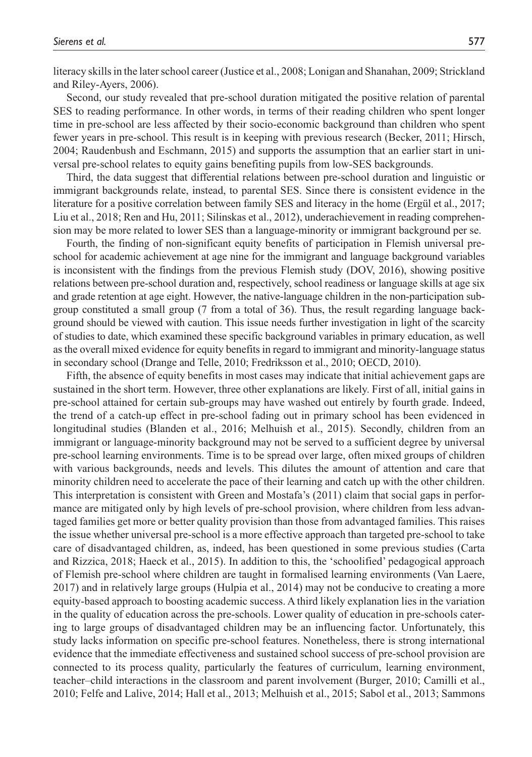literacy skills in the later school career (Justice et al., 2008; Lonigan and Shanahan, 2009; Strickland and Riley-Ayers, 2006).

Second, our study revealed that pre-school duration mitigated the positive relation of parental SES to reading performance. In other words, in terms of their reading children who spent longer time in pre-school are less affected by their socio-economic background than children who spent fewer years in pre-school. This result is in keeping with previous research (Becker, 2011; Hirsch, 2004; Raudenbush and Eschmann, 2015) and supports the assumption that an earlier start in universal pre-school relates to equity gains benefiting pupils from low-SES backgrounds.

Third, the data suggest that differential relations between pre-school duration and linguistic or immigrant backgrounds relate, instead, to parental SES. Since there is consistent evidence in the literature for a positive correlation between family SES and literacy in the home (Ergül et al., 2017; Liu et al., 2018; Ren and Hu, 2011; Silinskas et al., 2012), underachievement in reading comprehension may be more related to lower SES than a language-minority or immigrant background per se.

Fourth, the finding of non-significant equity benefits of participation in Flemish universal pre-school for academic achievement at age nine for the immigrant and language background variables is inconsistent with the findings from the previous Flemish study (DOV, 2016), showing positive relations between pre-school duration and, respectively, school readiness or language skills at age six and grade retention at age eight. However, the native-language children in the non-participation sub-group constituted a small group (7 from a total of 36). Thus, the result regarding language background should be viewed with caution. This issue needs further investigation in light of the scarcity of studies to date, which examined these specific background variables in primary education, as well as the overall mixed evidence for equity benefits in regard to immigrant and minority-language status in secondary school (Drange and Telle, 2010; Fredriksson et al., 2010; OECD, 2010).

Fifth, the absence of equity benefits in most cases may indicate that initial achievement gaps are sustained in the short term. However, three other explanations are likely. First of all, initial gains in pre-school attained for certain sub-groups may have washed out entirely by fourth grade. Indeed, the trend of a catch-up effect in pre-school fading out in primary school has been evidenced in longitudinal studies (Blanden et al., 2016; Melhuish et al., 2015). Secondly, children from an immigrant or language-minority background may not be served to a sufficient degree by universal pre-school learning environments. Time is to be spread over large, often mixed groups of children with various backgrounds, needs and levels. This dilutes the amount of attention and care that minority children need to accelerate the pace of their learning and catch up with the other children. This interpretation is consistent with Green and Mostafa's (2011) claim that social gaps in performance are mitigated only by high levels of pre-school provision, where children from less advantaged families get more or better quality provision than those from advantaged families. This raises the issue whether universal pre-school is a more effective approach than targeted pre-school to take care of disadvantaged children, as, indeed, has been questioned in some previous studies (Carta and Rizzica, 2018; Haeck et al., 2015). In addition to this, the 'schoolified' pedagogical approach of Flemish pre-school where children are taught in formalised learning environments (Van Laere, 2017) and in relatively large groups (Hulpia et al., 2014) may not be conducive to creating a more equity-based approach to boosting academic success. A third likely explanation lies in the variation in the quality of education across the pre-schools. Lower quality of education in pre-schools catering to large groups of disadvantaged children may be an influencing factor. Unfortunately, this study lacks information on specific pre-school features. Nonetheless, there is strong international evidence that the immediate effectiveness and sustained school success of pre-school provision are connected to its process quality, particularly the features of curriculum, learning environment, teacher–child interactions in the classroom and parent involvement (Burger, 2010; Camilli et al., 2010; Felfe and Lalive, 2014; Hall et al., 2013; Melhuish et al., 2015; Sabol et al., 2013; Sammons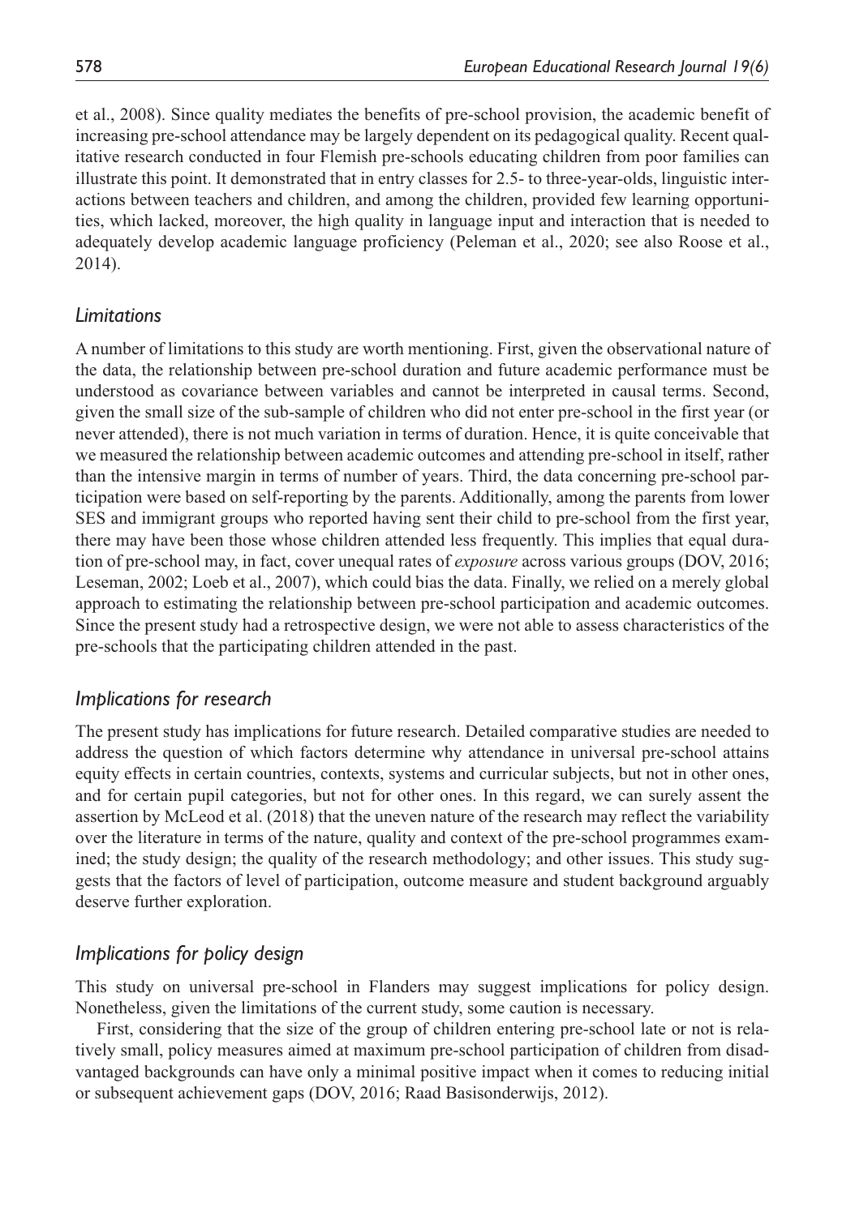et al., 2008). Since quality mediates the benefits of pre-school provision, the academic benefit of increasing pre-school attendance may be largely dependent on its pedagogical quality. Recent qualitative research conducted in four Flemish pre-schools educating children from poor families can illustrate this point. It demonstrated that in entry classes for 2.5- to three-year-olds, linguistic interactions between teachers and children, and among the children, provided few learning opportunities, which lacked, moreover, the high quality in language input and interaction that is needed to adequately develop academic language proficiency (Peleman et al., 2020; see also Roose et al., 2014).

### *Limitations*

A number of limitations to this study are worth mentioning. First, given the observational nature of the data, the relationship between pre-school duration and future academic performance must be understood as covariance between variables and cannot be interpreted in causal terms. Second, given the small size of the sub-sample of children who did not enter pre-school in the first year (or never attended), there is not much variation in terms of duration. Hence, it is quite conceivable that we measured the relationship between academic outcomes and attending pre-school in itself, rather than the intensive margin in terms of number of years. Third, the data concerning pre-school participation were based on self-reporting by the parents. Additionally, among the parents from lower SES and immigrant groups who reported having sent their child to pre-school from the first year, there may have been those whose children attended less frequently. This implies that equal duration of pre-school may, in fact, cover unequal rates of *exposure* across various groups (DOV, 2016; Leseman, 2002; Loeb et al., 2007), which could bias the data. Finally, we relied on a merely global approach to estimating the relationship between pre-school participation and academic outcomes. Since the present study had a retrospective design, we were not able to assess characteristics of the pre-schools that the participating children attended in the past.

### *Implications for research*

The present study has implications for future research. Detailed comparative studies are needed to address the question of which factors determine why attendance in universal pre-school attains equity effects in certain countries, contexts, systems and curricular subjects, but not in other ones, and for certain pupil categories, but not for other ones. In this regard, we can surely assent the assertion by McLeod et al. (2018) that the uneven nature of the research may reflect the variability over the literature in terms of the nature, quality and context of the pre-school programmes examined; the study design; the quality of the research methodology; and other issues. This study suggests that the factors of level of participation, outcome measure and student background arguably deserve further exploration.

### *Implications for policy design*

This study on universal pre-school in Flanders may suggest implications for policy design. Nonetheless, given the limitations of the current study, some caution is necessary.

First, considering that the size of the group of children entering pre-school late or not is relatively small, policy measures aimed at maximum pre-school participation of children from disadvantaged backgrounds can have only a minimal positive impact when it comes to reducing initial or subsequent achievement gaps (DOV, 2016; Raad Basisonderwijs, 2012).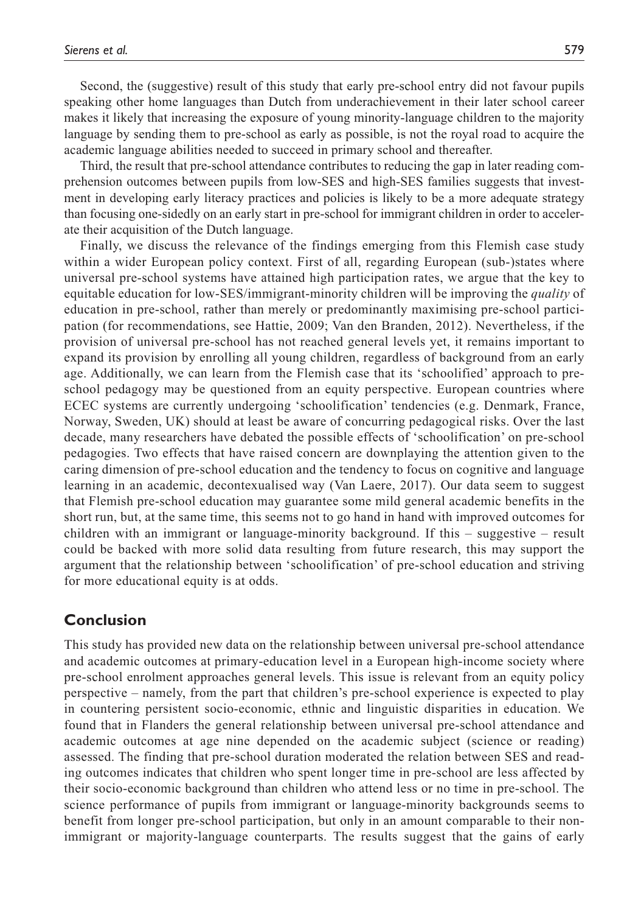Second, the (suggestive) result of this study that early pre-school entry did not favour pupils speaking other home languages than Dutch from underachievement in their later school career makes it likely that increasing the exposure of young minority-language children to the majority language by sending them to pre-school as early as possible, is not the royal road to acquire the academic language abilities needed to succeed in primary school and thereafter.

Third, the result that pre-school attendance contributes to reducing the gap in later reading comprehension outcomes between pupils from low-SES and high-SES families suggests that investment in developing early literacy practices and policies is likely to be a more adequate strategy than focusing one-sidedly on an early start in pre-school for immigrant children in order to accelerate their acquisition of the Dutch language.

Finally, we discuss the relevance of the findings emerging from this Flemish case study within a wider European policy context. First of all, regarding European (sub-)states where universal pre-school systems have attained high participation rates, we argue that the key to equitable education for low-SES/immigrant-minority children will be improving the *quality* of education in pre-school, rather than merely or predominantly maximising pre-school participation (for recommendations, see Hattie, 2009; Van den Branden, 2012). Nevertheless, if the provision of universal pre-school has not reached general levels yet, it remains important to expand its provision by enrolling all young children, regardless of background from an early age. Additionally, we can learn from the Flemish case that its 'schoolified' approach to pre-school pedagogy may be questioned from an equity perspective. European countries where ECEC systems are currently undergoing 'schoolification' tendencies (e.g. Denmark, France, Norway, Sweden, UK) should at least be aware of concurring pedagogical risks. Over the last decade, many researchers have debated the possible effects of 'schoolification' on pre-school pedagogies. Two effects that have raised concern are downplaying the attention given to the caring dimension of pre-school education and the tendency to focus on cognitive and language learning in an academic, decontexualised way (Van Laere, 2017). Our data seem to suggest that Flemish pre-school education may guarantee some mild general academic benefits in the short run, but, at the same time, this seems not to go hand in hand with improved outcomes for children with an immigrant or language-minority background. If this – suggestive – result could be backed with more solid data resulting from future research, this may support the argument that the relationship between 'schoolification' of pre-school education and striving for more educational equity is at odds.

## Conclusion

This study has provided new data on the relationship between universal pre-school attendance and academic outcomes at primary-education level in a European high-income society where pre-school enrolment approaches general levels. This issue is relevant from an equity policy perspective – namely, from the part that children's pre-school experience is expected to play in countering persistent socio-economic, ethnic and linguistic disparities in education. We found that in Flanders the general relationship between universal pre-school attendance and academic outcomes at age nine depended on the academic subject (science or reading) assessed. The finding that pre-school duration moderated the relation between SES and reading outcomes indicates that children who spent longer time in pre-school are less affected by their socio-economic background than children who attend less or no time in pre-school. The science performance of pupils from immigrant or language-minority backgrounds seems to benefit from longer pre-school participation, but only in an amount comparable to their non-immigrant or majority-language counterparts. The results suggest that the gains of early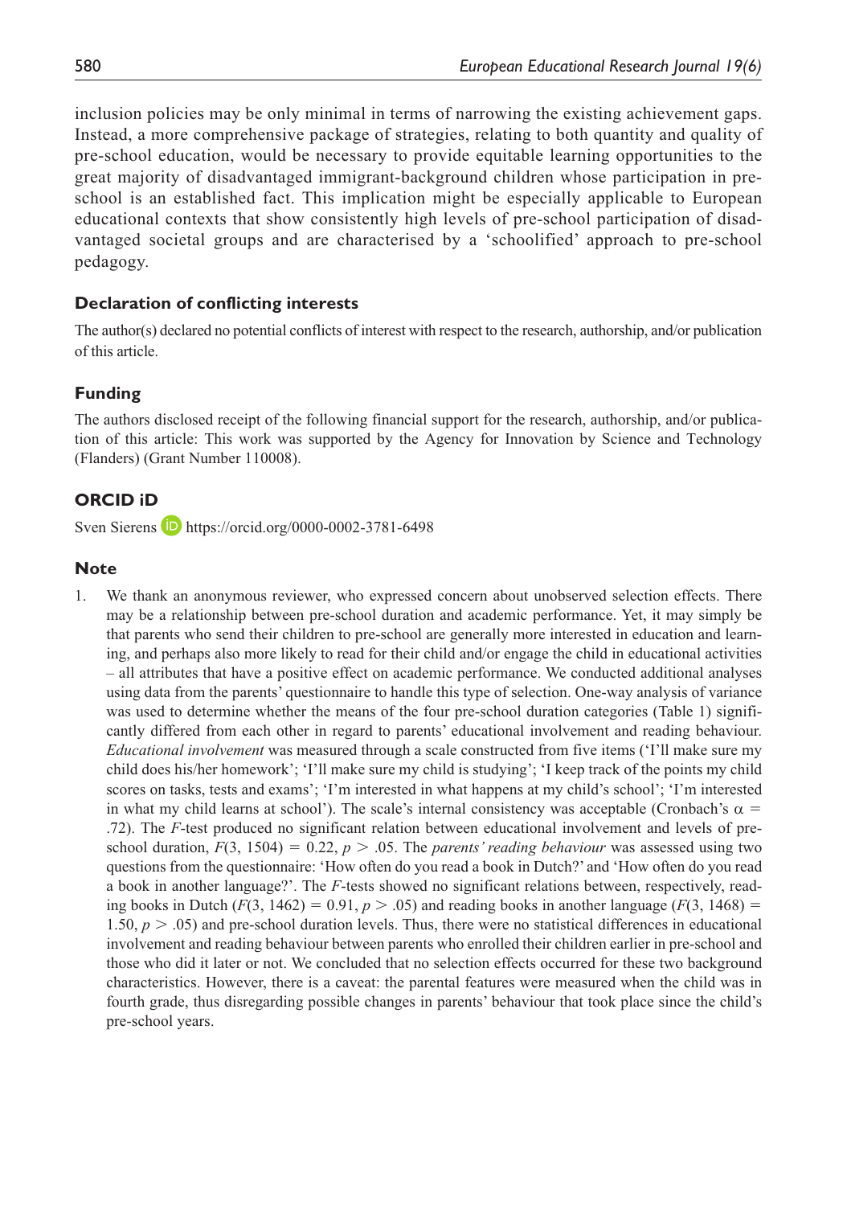inclusion policies may be only minimal in terms of narrowing the existing achievement gaps. Instead, a more comprehensive package of strategies, relating to both quantity and quality of pre-school education, would be necessary to provide equitable learning opportunities to the great majority of disadvantaged immigrant-background children whose participation in pre-school is an established fact. This implication might be especially applicable to European educational contexts that show consistently high levels of pre-school participation of disadvantaged societal groups and are characterised by a 'schoolified' approach to pre-school pedagogy.

## Declaration of conflicting interests

The author(s) declared no potential conflicts of interest with respect to the research, authorship, and/or publication of this article.

## Funding

The authors disclosed receipt of the following financial support for the research, authorship, and/or publication of this article: This work was supported by the Agency for Innovation by Science and Technology (Flanders) (Grant Number 110008).

## ORCID iD

Sven Sierens https://orcid.org/0000-0002-3781-6498

## Note

1. We thank an anonymous reviewer, who expressed concern about unobserved selection effects. There may be a relationship between pre-school duration and academic performance. Yet, it may simply be that parents who send their children to pre-school are generally more interested in education and learning, and perhaps also more likely to read for their child and/or engage the child in educational activities – all attributes that have a positive effect on academic performance. We conducted additional analyses using data from the parents' questionnaire to handle this type of selection. One-way analysis of variance was used to determine whether the means of the four pre-school duration categories (Table 1) significantly differed from each other in regard to parents' educational involvement and reading behaviour. *Educational involvement* was measured through a scale constructed from five items ('I'll make sure my child does his/her homework'; 'I'll make sure my child is studying'; 'I keep track of the points my child scores on tasks, tests and exams'; 'I'm interested in what happens at my child's school'; 'I'm interested in what my child learns at school'). The scale's internal consistency was acceptable (Cronbach's $\alpha$ = .72). The *F*-test produced no significant relation between educational involvement and levels of pre-school duration, $F(3, 1504) = 0.22$, $p > .05$. The *parents' reading behaviour* was assessed using two questions from the questionnaire: 'How often do you read a book in Dutch?' and 'How often do you read a book in another language?'. The *F*-tests showed no significant relations between, respectively, reading books in Dutch ($F(3, 1462) = 0.91$, $p > .05$) and reading books in another language ($F(3, 1468) = 1.50$, $p > .05$) and pre-school duration levels. Thus, there were no statistical differences in educational involvement and reading behaviour between parents who enrolled their children earlier in pre-school and those who did it later or not. We concluded that no selection effects occurred for these two background characteristics. However, there is a caveat: the parental features were measured when the child was in fourth grade, thus disregarding possible changes in parents' behaviour that took place since the child's pre-school years.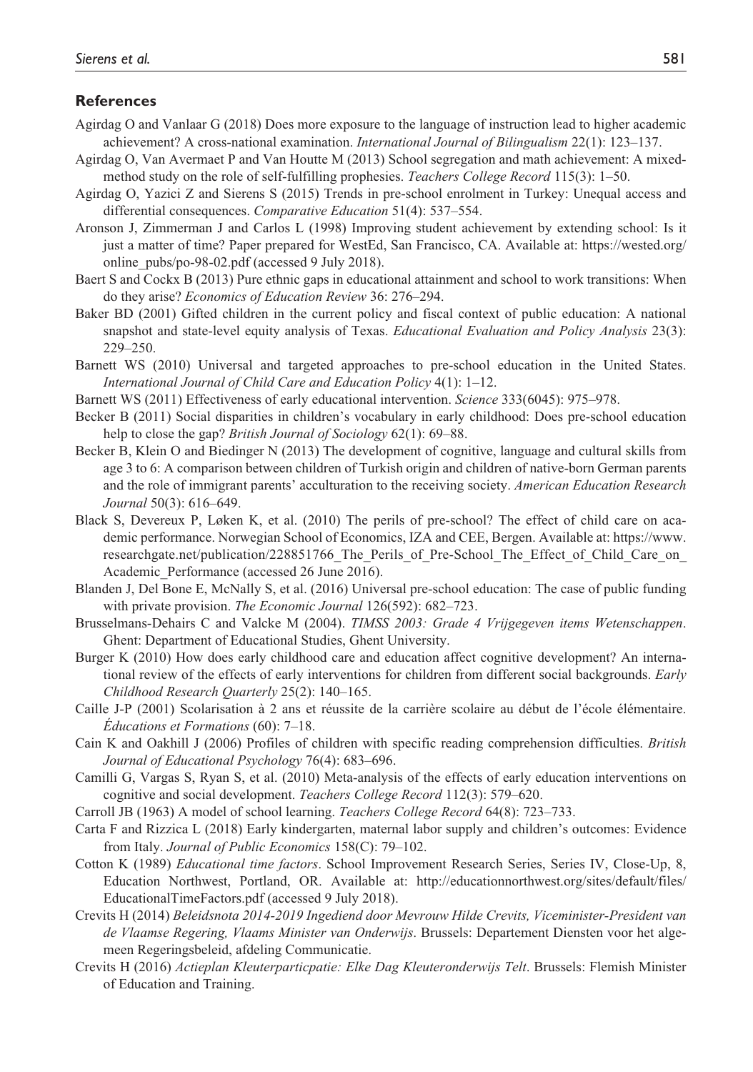## References

Agirdag O and Vanlaar G (2018) Does more exposure to the language of instruction lead to higher academic achievement? A cross-national examination. *International Journal of Bilingualism* 22(1): 123–137.

Agirdag O, Van Avermaet P and Van Houtte M (2013) School segregation and math achievement: A mixed-method study on the role of self-fulfilling prophesies. *Teachers College Record* 115(3): 1–50.

Agirdag O, Yazici Z and Sierens S (2015) Trends in pre-school enrolment in Turkey: Unequal access and differential consequences. *Comparative Education* 51(4): 537–554.

Aronson J, Zimmerman J and Carlos L (1998) Improving student achievement by extending school: Is it just a matter of time? Paper prepared for WestEd, San Francisco, CA. Available at: https://wested.org/online_pubs/po-98-02.pdf (accessed 9 July 2018).

Baert S and Cockx B (2013) Pure ethnic gaps in educational attainment and school to work transitions: When do they arise? *Economics of Education Review* 36: 276–294.

Baker BD (2001) Gifted children in the current policy and fiscal context of public education: A national snapshot and state-level equity analysis of Texas. *Educational Evaluation and Policy Analysis* 23(3): 229–250.

Barnett WS (2010) Universal and targeted approaches to pre-school education in the United States. *International Journal of Child Care and Education Policy* 4(1): 1–12.

Barnett WS (2011) Effectiveness of early educational intervention. *Science* 333(6045): 975–978.

Becker B (2011) Social disparities in children's vocabulary in early childhood: Does pre-school education help to close the gap? *British Journal of Sociology* 62(1): 69–88.

Becker B, Klein O and Biedinger N (2013) The development of cognitive, language and cultural skills from age 3 to 6: A comparison between children of Turkish origin and children of native-born German parents and the role of immigrant parents' acculturation to the receiving society. *American Education Research Journal* 50(3): 616–649.

Black S, Devereux P, Løken K, et al. (2010) The perils of pre-school? The effect of child care on academic performance. Norwegian School of Economics, IZA and CEE, Bergen. Available at: https://www.researchgate.net/publication/228851766_The_Perils_of_Pre-School_The_Effect_of_Child_Care_on_Academic_Performance (accessed 26 June 2016).

Blanden J, Del Bone E, McNally S, et al. (2016) Universal pre-school education: The case of public funding with private provision. *The Economic Journal* 126(592): 682–723.

Brusselmans-Dehairs C and Valcke M (2004). *TIMSS 2003: Grade 4 Vrijgegeven items Wetenschappen*. Ghent: Department of Educational Studies, Ghent University.

Burger K (2010) How does early childhood care and education affect cognitive development? An international review of the effects of early interventions for children from different social backgrounds. *Early Childhood Research Quarterly* 25(2): 140–165.

Caille J-P (2001) Scolarisation à 2 ans et réussite de la carrière scolaire au début de l'école élémentaire. *Éducations et Formations* (60): 7–18.

Cain K and Oakhill J (2006) Profiles of children with specific reading comprehension difficulties. *British Journal of Educational Psychology* 76(4): 683–696.

Camilli G, Vargas S, Ryan S, et al. (2010) Meta-analysis of the effects of early education interventions on cognitive and social development. *Teachers College Record* 112(3): 579–620.

Carroll JB (1963) A model of school learning. *Teachers College Record* 64(8): 723–733.

Carta F and Rizzica L (2018) Early kindergarten, maternal labor supply and children's outcomes: Evidence from Italy. *Journal of Public Economics* 158(C): 79–102.

Cotton K (1989) *Educational time factors*. School Improvement Research Series, Series IV, Close-Up, 8, Education Northwest, Portland, OR. Available at: http://educationnorthwest.org/sites/default/files/EducationalTimeFactors.pdf (accessed 9 July 2018).

Crevits H (2014) *Beleidsnota 2014-2019 Ingediend door Mevrouw Hilde Crevits, Viceminister-President van de Vlaamse Regering, Vlaams Minister van Onderwijs*. Brussels: Departement Diensten voor het algemeen Regeringsbeleid, afdeling Communicatie.

Crevits H (2016) *Actieplan Kleuterparticpatie: Elke Dag Kleuteronderwijs Telt*. Brussels: Flemish Minister of Education and Training.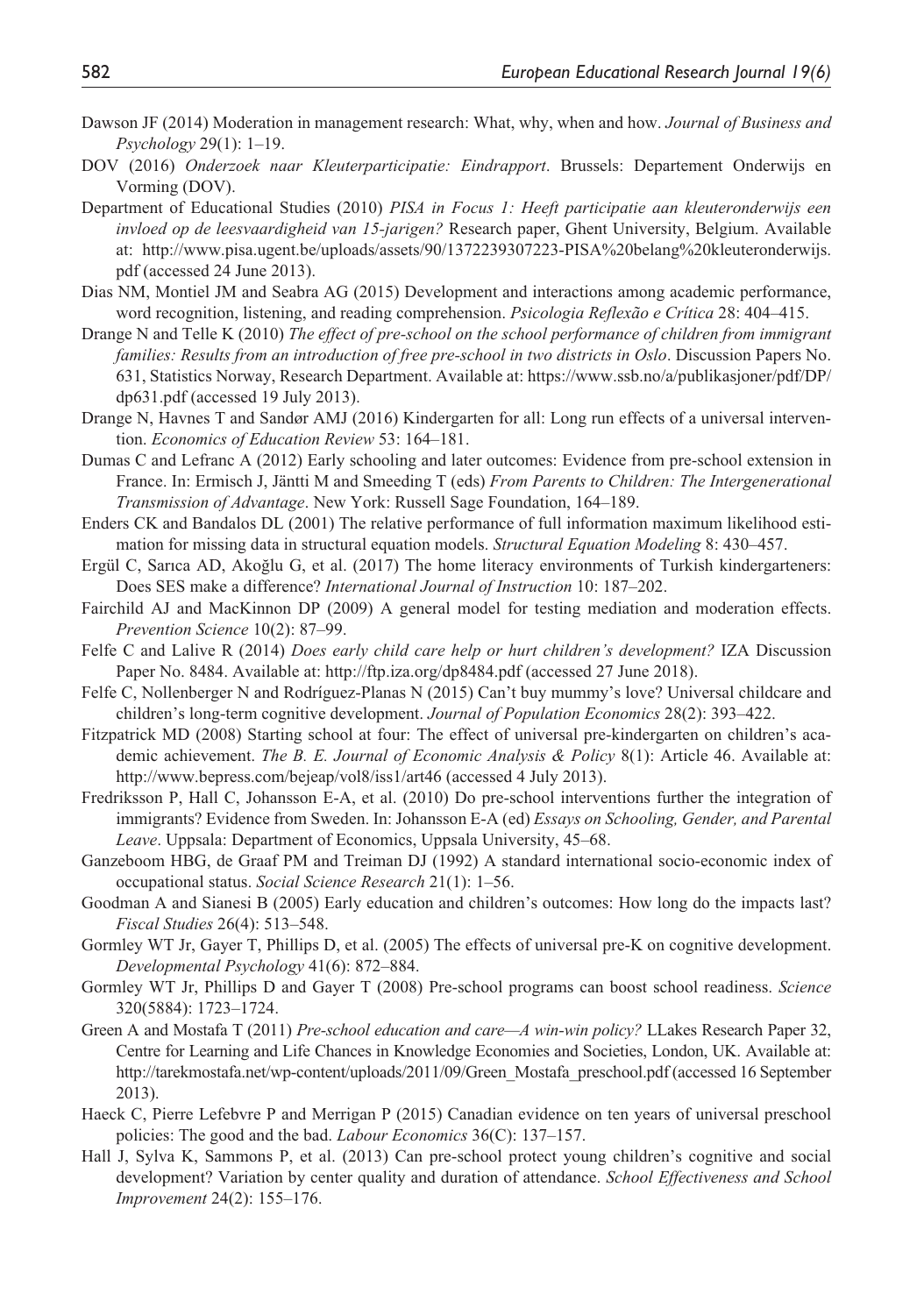Dawson JF (2014) Moderation in management research: What, why, when and how. *Journal of Business and Psychology* 29(1): 1–19.

DOV (2016) *Onderzoek naar Kleuterparticipatie: Eindrapport*. Brussels: Departement Onderwijs en Vorming (DOV).

Department of Educational Studies (2010) *PISA in Focus 1: Heeft participatie aan kleuteronderwijs een invloed op de leesvaardigheid van 15-jarigen?* Research paper, Ghent University, Belgium. Available at: http://www.pisa.ugent.be/uploads/assets/90/1372239307223-PISA%20belang%20kleuteronderwijs.pdf (accessed 24 June 2013).

Dias NM, Montiel JM and Seabra AG (2015) Development and interactions among academic performance, word recognition, listening, and reading comprehension. *Psicologia Reflexão e Crítica* 28: 404–415.

Drange N and Telle K (2010) *The effect of pre-school on the school performance of children from immigrant families: Results from an introduction of free pre-school in two districts in Oslo*. Discussion Papers No. 631, Statistics Norway, Research Department. Available at: https://www.ssb.no/a/publikasjoner/pdf/DP/dp631.pdf (accessed 19 July 2013).

Drange N, Havnes T and Sandør AMJ (2016) Kindergarten for all: Long run effects of a universal intervention. *Economics of Education Review* 53: 164–181.

Dumas C and Lefranc A (2012) Early schooling and later outcomes: Evidence from pre-school extension in France. In: Ermisch J, Jäntti M and Smeeding T (eds) *From Parents to Children: The Intergenerational Transmission of Advantage*. New York: Russell Sage Foundation, 164–189.

Enders CK and Bandalos DL (2001) The relative performance of full information maximum likelihood estimation for missing data in structural equation models. *Structural Equation Modeling* 8: 430–457.

Ergül C, Sarıca AD, Akoğlu G, et al. (2017) The home literacy environments of Turkish kindergarteners: Does SES make a difference? *International Journal of Instruction* 10: 187–202.

Fairchild AJ and MacKinnon DP (2009) A general model for testing mediation and moderation effects. *Prevention Science* 10(2): 87–99.

Felfe C and Lalive R (2014) *Does early child care help or hurt children's development?* IZA Discussion Paper No. 8484. Available at: http://ftp.iza.org/dp8484.pdf (accessed 27 June 2018).

Felfe C, Nollenberger N and Rodríguez-Planas N (2015) Can't buy mummy's love? Universal childcare and children's long-term cognitive development. *Journal of Population Economics* 28(2): 393–422.

Fitzpatrick MD (2008) Starting school at four: The effect of universal pre-kindergarten on children's academic achievement. *The B. E. Journal of Economic Analysis & Policy* 8(1): Article 46. Available at: http://www.bepress.com/bejeap/vol8/iss1/art46 (accessed 4 July 2013).

Fredriksson P, Hall C, Johansson E-A, et al. (2010) Do pre-school interventions further the integration of immigrants? Evidence from Sweden. In: Johansson E-A (ed) *Essays on Schooling, Gender, and Parental Leave*. Uppsala: Department of Economics, Uppsala University, 45–68.

Ganzeboom HBG, de Graaf PM and Treiman DJ (1992) A standard international socio-economic index of occupational status. *Social Science Research* 21(1): 1–56.

Goodman A and Sianesi B (2005) Early education and children's outcomes: How long do the impacts last? *Fiscal Studies* 26(4): 513–548.

Gormley WT Jr, Gayer T, Phillips D, et al. (2005) The effects of universal pre-K on cognitive development. *Developmental Psychology* 41(6): 872–884.

Gormley WT Jr, Phillips D and Gayer T (2008) Pre-school programs can boost school readiness. *Science* 320(5884): 1723–1724.

Green A and Mostafa T (2011) *Pre-school education and care—A win-win policy?* LLakes Research Paper 32, Centre for Learning and Life Chances in Knowledge Economies and Societies, London, UK. Available at: http://tarekmostafa.net/wp-content/uploads/2011/09/Green_Mostafa_preschool.pdf (accessed 16 September 2013).

Haeck C, Pierre Lefebvre P and Merrigan P (2015) Canadian evidence on ten years of universal preschool policies: The good and the bad. *Labour Economics* 36(C): 137–157.

Hall J, Sylva K, Sammons P, et al. (2013) Can pre-school protect young children's cognitive and social development? Variation by center quality and duration of attendance. *School Effectiveness and School Improvement* 24(2): 155–176.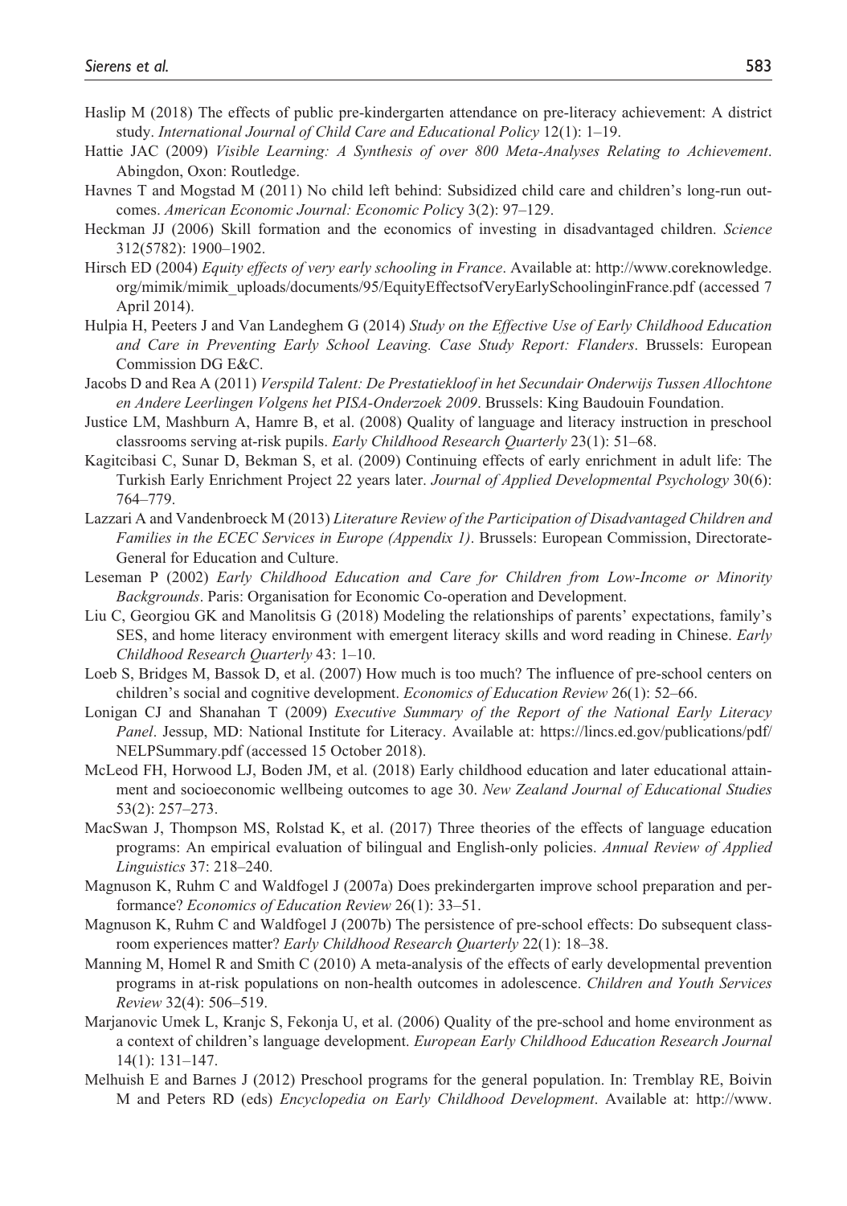Haslip M (2018) The effects of public pre-kindergarten attendance on pre-literacy achievement: A district study. *International Journal of Child Care and Educational Policy* 12(1): 1–19.

Hattie JAC (2009) *Visible Learning: A Synthesis of over 800 Meta-Analyses Relating to Achievement*. Abingdon, Oxon: Routledge.

Havnes T and Mogstad M (2011) No child left behind: Subsidized child care and children's long-run outcomes. *American Economic Journal: Economic Policy* 3(2): 97–129.

Heckman JJ (2006) Skill formation and the economics of investing in disadvantaged children. *Science* 312(5782): 1900–1902.

Hirsch ED (2004) *Equity effects of very early schooling in France*. Available at: http://www.coreknowledge.org/mimik/mimik_uploads/documents/95/EquityEffectsofVeryEarlySchoolinginFrance.pdf (accessed 7 April 2014).

Hulpia H, Peeters J and Van Landeghem G (2014) *Study on the Effective Use of Early Childhood Education and Care in Preventing Early School Leaving. Case Study Report: Flanders*. Brussels: European Commission DG E&C.

Jacobs D and Rea A (2011) *Verspild Talent: De Prestatiekloof in het Secundair Onderwijs Tussen Allochtone en Andere Leerlingen Volgens het PISA-Onderzoek 2009*. Brussels: King Baudouin Foundation.

Justice LM, Mashburn A, Hamre B, et al. (2008) Quality of language and literacy instruction in preschool classrooms serving at-risk pupils. *Early Childhood Research Quarterly* 23(1): 51–68.

Kagitcibasi C, Sunar D, Bekman S, et al. (2009) Continuing effects of early enrichment in adult life: The Turkish Early Enrichment Project 22 years later. *Journal of Applied Developmental Psychology* 30(6): 764–779.

Lazzari A and Vandenbroeck M (2013) *Literature Review of the Participation of Disadvantaged Children and Families in the ECEC Services in Europe (Appendix 1)*. Brussels: European Commission, Directorate-General for Education and Culture.

Leseman P (2002) *Early Childhood Education and Care for Children from Low-Income or Minority Backgrounds*. Paris: Organisation for Economic Co-operation and Development.

Liu C, Georgiou GK and Manolitsis G (2018) Modeling the relationships of parents' expectations, family's SES, and home literacy environment with emergent literacy skills and word reading in Chinese. *Early Childhood Research Quarterly* 43: 1–10.

Loeb S, Bridges M, Bassok D, et al. (2007) How much is too much? The influence of pre-school centers on children's social and cognitive development. *Economics of Education Review* 26(1): 52–66.

Lonigan CJ and Shanahan T (2009) *Executive Summary of the Report of the National Early Literacy Panel*. Jessup, MD: National Institute for Literacy. Available at: https://lincs.ed.gov/publications/pdf/NELPSummary.pdf (accessed 15 October 2018).

McLeod FH, Horwood LJ, Boden JM, et al. (2018) Early childhood education and later educational attainment and socioeconomic wellbeing outcomes to age 30. *New Zealand Journal of Educational Studies* 53(2): 257–273.

MacSwan J, Thompson MS, Rolstad K, et al. (2017) Three theories of the effects of language education programs: An empirical evaluation of bilingual and English-only policies. *Annual Review of Applied Linguistics* 37: 218–240.

Magnuson K, Ruhm C and Waldfogel J (2007a) Does prekindergarten improve school preparation and performance? *Economics of Education Review* 26(1): 33–51.

Magnuson K, Ruhm C and Waldfogel J (2007b) The persistence of pre-school effects: Do subsequent classroom experiences matter? *Early Childhood Research Quarterly* 22(1): 18–38.

Manning M, Homel R and Smith C (2010) A meta-analysis of the effects of early developmental prevention programs in at-risk populations on non-health outcomes in adolescence. *Children and Youth Services Review* 32(4): 506–519.

Marjanovic Umek L, Kranjc S, Fekonja U, et al. (2006) Quality of the pre-school and home environment as a context of children's language development. *European Early Childhood Education Research Journal* 14(1): 131–147.

Melhuish E and Barnes J (2012) Preschool programs for the general population. In: Tremblay RE, Boivin M and Peters RD (eds) *Encyclopedia on Early Childhood Development*. Available at: http://www.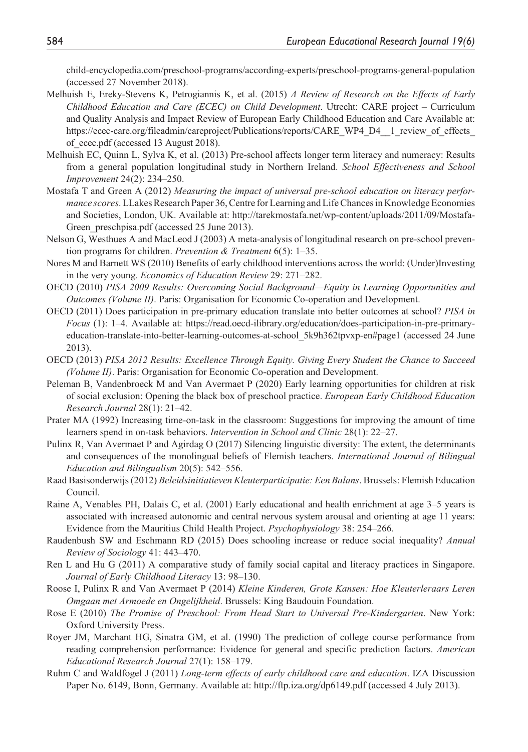child-encyclopedia.com/preschool-programs/according-experts/preschool-programs-general-population (accessed 27 November 2018).

Melhuish E, Ereky-Stevens K, Petrogiannis K, et al. (2015) *A Review of Research on the Effects of Early Childhood Education and Care (ECEC) on Child Development*. Utrecht: CARE project – Curriculum and Quality Analysis and Impact Review of European Early Childhood Education and Care Available at: https://ecec-care.org/fileadmin/careproject/Publications/reports/CARE_WP4_D4__1_review_of_effects_of_ecec.pdf (accessed 13 August 2018).

Melhuish EC, Quinn L, Sylva K, et al. (2013) Pre-school affects longer term literacy and numeracy: Results from a general population longitudinal study in Northern Ireland. *School Effectiveness and School Improvement* 24(2): 234–250.

Mostafa T and Green A (2012) *Measuring the impact of universal pre-school education on literacy performance scores*. LLakes Research Paper 36, Centre for Learning and Life Chances in Knowledge Economies and Societies, London, UK. Available at: http://tarekmostafa.net/wp-content/uploads/2011/09/Mostafa-Green_preschpisa.pdf (accessed 25 June 2013).

Nelson G, Westhues A and MacLeod J (2003) A meta-analysis of longitudinal research on pre-school prevention programs for children. *Prevention & Treatment* 6(5): 1–35.

Nores M and Barnett WS (2010) Benefits of early childhood interventions across the world: (Under)Investing in the very young. *Economics of Education Review* 29: 271–282.

OECD (2010) *PISA 2009 Results: Overcoming Social Background—Equity in Learning Opportunities and Outcomes (Volume II)*. Paris: Organisation for Economic Co-operation and Development.

OECD (2011) Does participation in pre-primary education translate into better outcomes at school? *PISA in Focus* (1): 1–4. Available at: https://read.oecd-ilibrary.org/education/does-participation-in-pre-primary-education-translate-into-better-learning-outcomes-at-school_5k9h362tpvxp-en#page1 (accessed 24 June 2013).

OECD (2013) *PISA 2012 Results: Excellence Through Equity. Giving Every Student the Chance to Succeed (Volume II)*. Paris: Organisation for Economic Co-operation and Development.

Peleman B, Vandenbroeck M and Van Avermaet P (2020) Early learning opportunities for children at risk of social exclusion: Opening the black box of preschool practice. *European Early Childhood Education Research Journal* 28(1): 21–42.

Prater MA (1992) Increasing time-on-task in the classroom: Suggestions for improving the amount of time learners spend in on-task behaviors. *Intervention in School and Clinic* 28(1): 22–27.

Pulinx R, Van Avermaet P and Agirdag O (2017) Silencing linguistic diversity: The extent, the determinants and consequences of the monolingual beliefs of Flemish teachers. *International Journal of Bilingual Education and Bilingualism* 20(5): 542–556.

Raad Basisonderwijs (2012) *Beleidsinitiatieven Kleuterparticipatie: Een Balans*. Brussels: Flemish Education Council.

Raine A, Venables PH, Dalais C, et al. (2001) Early educational and health enrichment at age 3–5 years is associated with increased autonomic and central nervous system arousal and orienting at age 11 years: Evidence from the Mauritius Child Health Project. *Psychophysiology* 38: 254–266.

Raudenbush SW and Eschmann RD (2015) Does schooling increase or reduce social inequality? *Annual Review of Sociology* 41: 443–470.

Ren L and Hu G (2011) A comparative study of family social capital and literacy practices in Singapore. *Journal of Early Childhood Literacy* 13: 98–130.

Roose I, Pulinx R and Van Avermaet P (2014) *Kleine Kinderen, Grote Kansen: Hoe Kleuterleraars Leren Omgaan met Armoede en Ongelijkheid*. Brussels: King Baudouin Foundation.

Rose E (2010) *The Promise of Preschool: From Head Start to Universal Pre-Kindergarten*. New York: Oxford University Press.

Royer JM, Marchant HG, Sinatra GM, et al. (1990) The prediction of college course performance from reading comprehension performance: Evidence for general and specific prediction factors. *American Educational Research Journal* 27(1): 158–179.

Ruhm C and Waldfogel J (2011) *Long-term effects of early childhood care and education*. IZA Discussion Paper No. 6149, Bonn, Germany. Available at: http://ftp.iza.org/dp6149.pdf (accessed 4 July 2013).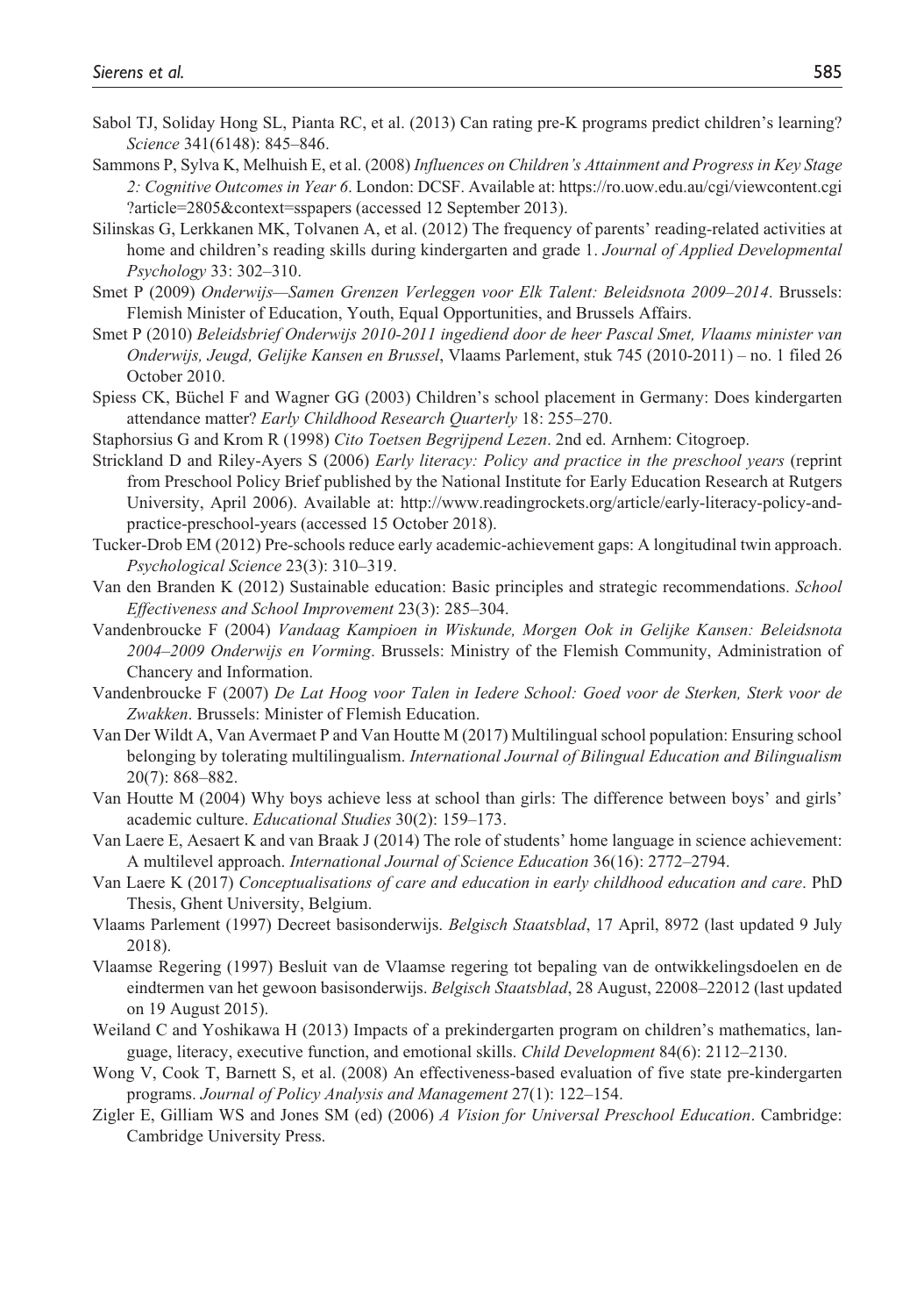Sabol TJ, Soliday Hong SL, Pianta RC, et al. (2013) Can rating pre-K programs predict children's learning? *Science* 341(6148): 845–846.

Sammons P, Sylva K, Melhuish E, et al. (2008) *Influences on Children's Attainment and Progress in Key Stage 2: Cognitive Outcomes in Year 6*. London: DCSF. Available at: https://ro.uow.edu.au/cgi/viewcontent.cgi?article=2805&context=sspapers (accessed 12 September 2013).

Silinskas G, Lerkkanen MK, Tolvanen A, et al. (2012) The frequency of parents' reading-related activities at home and children's reading skills during kindergarten and grade 1. *Journal of Applied Developmental Psychology* 33: 302–310.

Smet P (2009) *Onderwijs—Samen Grenzen Verleggen voor Elk Talent: Beleidsnota 2009–2014*. Brussels: Flemish Minister of Education, Youth, Equal Opportunities, and Brussels Affairs.

Smet P (2010) *Beleidsbrief Onderwijs 2010-2011 ingediend door de heer Pascal Smet, Vlaams minister van Onderwijs, Jeugd, Gelijke Kansen en Brussel*, Vlaams Parlement, stuk 745 (2010-2011) – no. 1 filed 26 October 2010.

Spiess CK, Büchel F and Wagner GG (2003) Children's school placement in Germany: Does kindergarten attendance matter? *Early Childhood Research Quarterly* 18: 255–270.

Staphorsius G and Krom R (1998) *Cito Toetsen Begrijpend Lezen*. 2nd ed. Arnhem: Citogroep.

Strickland D and Riley-Ayers S (2006) *Early literacy: Policy and practice in the preschool years* (reprint from Preschool Policy Brief published by the National Institute for Early Education Research at Rutgers University, April 2006). Available at: http://www.readingrockets.org/article/early-literacy-policy-and-practice-preschool-years (accessed 15 October 2018).

Tucker-Drob EM (2012) Pre-schools reduce early academic-achievement gaps: A longitudinal twin approach. *Psychological Science* 23(3): 310–319.

Van den Branden K (2012) Sustainable education: Basic principles and strategic recommendations. *School Effectiveness and School Improvement* 23(3): 285–304.

Vandenbroucke F (2004) *Vandaag Kampioen in Wiskunde, Morgen Ook in Gelijke Kansen: Beleidsnota 2004–2009 Onderwijs en Vorming*. Brussels: Ministry of the Flemish Community, Administration of Chancery and Information.

Vandenbroucke F (2007) *De Lat Hoog voor Talen in Iedere School: Goed voor de Sterken, Sterk voor de Zwakken*. Brussels: Minister of Flemish Education.

Van Der Wildt A, Van Avermaet P and Van Houtte M (2017) Multilingual school population: Ensuring school belonging by tolerating multilingualism. *International Journal of Bilingual Education and Bilingualism* 20(7): 868–882.

Van Houtte M (2004) Why boys achieve less at school than girls: The difference between boys' and girls' academic culture. *Educational Studies* 30(2): 159–173.

Van Laere E, Aesaert K and van Braak J (2014) The role of students' home language in science achievement: A multilevel approach. *International Journal of Science Education* 36(16): 2772–2794.

Van Laere K (2017) *Conceptualisations of care and education in early childhood education and care*. PhD Thesis, Ghent University, Belgium.

Vlaams Parlement (1997) Decreet basisonderwijs. *Belgisch Staatsblad*, 17 April, 8972 (last updated 9 July 2018).

Vlaamse Regering (1997) Besluit van de Vlaamse regering tot bepaling van de ontwikkelingsdoelen en de eindtermen van het gewoon basisonderwijs. *Belgisch Staatsblad*, 28 August, 22008–22012 (last updated on 19 August 2015).

Weiland C and Yoshikawa H (2013) Impacts of a prekindergarten program on children's mathematics, language, literacy, executive function, and emotional skills. *Child Development* 84(6): 2112–2130.

Wong V, Cook T, Barnett S, et al. (2008) An effectiveness-based evaluation of five state pre-kindergarten programs. *Journal of Policy Analysis and Management* 27(1): 122–154.

Zigler E, Gilliam WS and Jones SM (ed) (2006) *A Vision for Universal Preschool Education*. Cambridge: Cambridge University Press.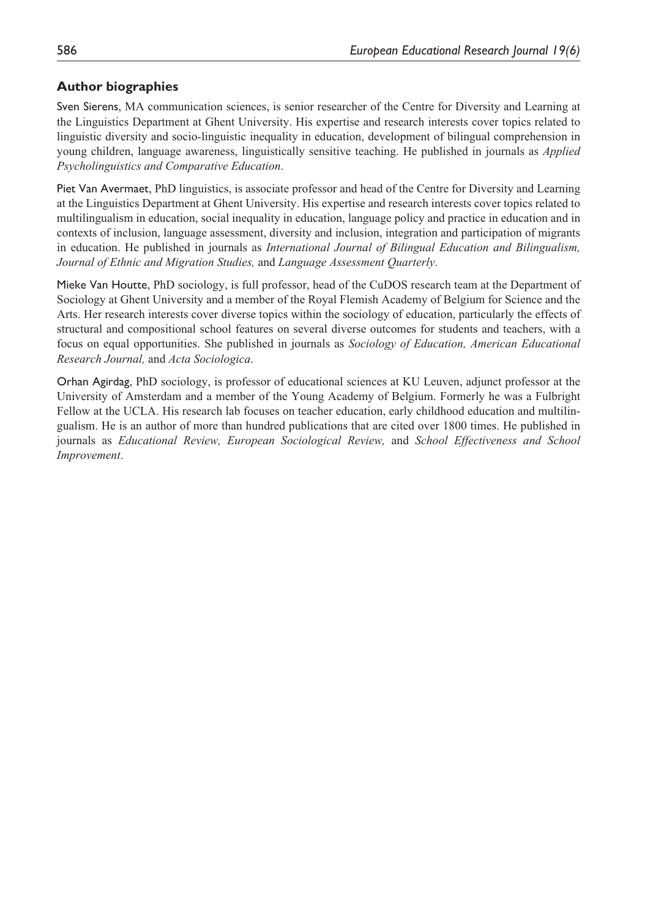## Author biographies

Sven Sierens, MA communication sciences, is senior researcher of the Centre for Diversity and Learning at the Linguistics Department at Ghent University. His expertise and research interests cover topics related to linguistic diversity and socio-linguistic inequality in education, development of bilingual comprehension in young children, language awareness, linguistically sensitive teaching. He published in journals as *Applied Psycholinguistics and Comparative Education*.

Piet Van Avermaet, PhD linguistics, is associate professor and head of the Centre for Diversity and Learning at the Linguistics Department at Ghent University. His expertise and research interests cover topics related to multilingualism in education, social inequality in education, language policy and practice in education and in contexts of inclusion, language assessment, diversity and inclusion, integration and participation of migrants in education. He published in journals as *International Journal of Bilingual Education and Bilingualism, Journal of Ethnic and Migration Studies,* and *Language Assessment Quarterly*.

Mieke Van Houtte, PhD sociology, is full professor, head of the CuDOS research team at the Department of Sociology at Ghent University and a member of the Royal Flemish Academy of Belgium for Science and the Arts. Her research interests cover diverse topics within the sociology of education, particularly the effects of structural and compositional school features on several diverse outcomes for students and teachers, with a focus on equal opportunities. She published in journals as *Sociology of Education, American Educational Research Journal,* and *Acta Sociologica*.

Orhan Agirdag, PhD sociology, is professor of educational sciences at KU Leuven, adjunct professor at the University of Amsterdam and a member of the Young Academy of Belgium. Formerly he was a Fulbright Fellow at the UCLA. His research lab focuses on teacher education, early childhood education and multilingualism. He is an author of more than hundred publications that are cited over 1800 times. He published in journals as *Educational Review, European Sociological Review,* and *School Effectiveness and School Improvement*.